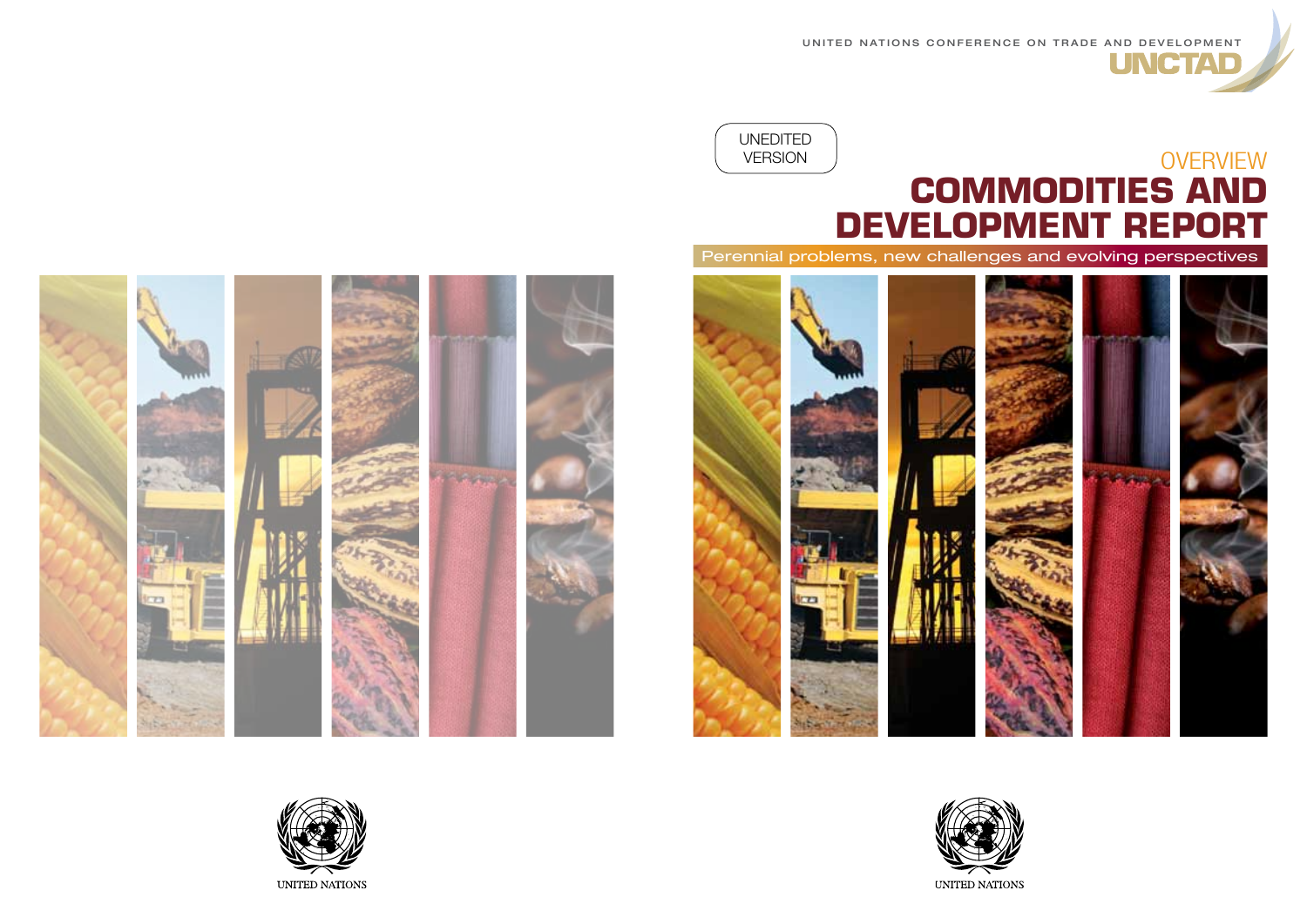UNITED NATIONS CONFERENCE ON TRADE AND DEVELOPMENT

UNCTAD

UNEDITED VERSION

OVERVIEW

# COMMODITIES AND DEVELOPMENT REPORT

## Perennial problems, new challenges and evolving perspectives

UNITED NATIONS

UNITED NATIONS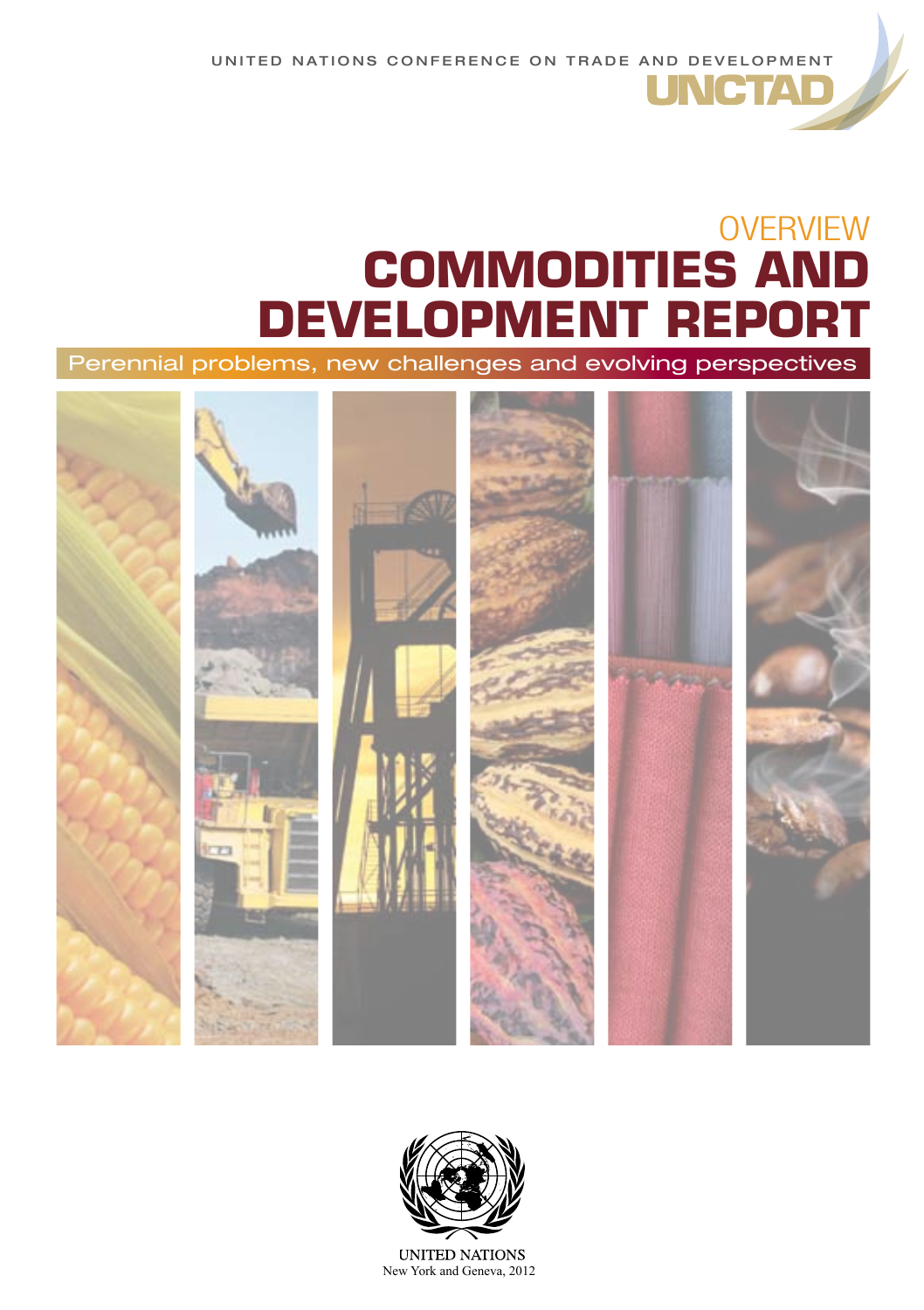UNITED NATIONS CONFERENCE ON TRADE AND DEVELOPMENT

UNCTAD

# OVERVIEW
# COMMODITIES AND DEVELOPMENT REPORT

Perennial problems, new challenges and evolving perspectives

UNITED NATIONS
New York and Geneva, 2012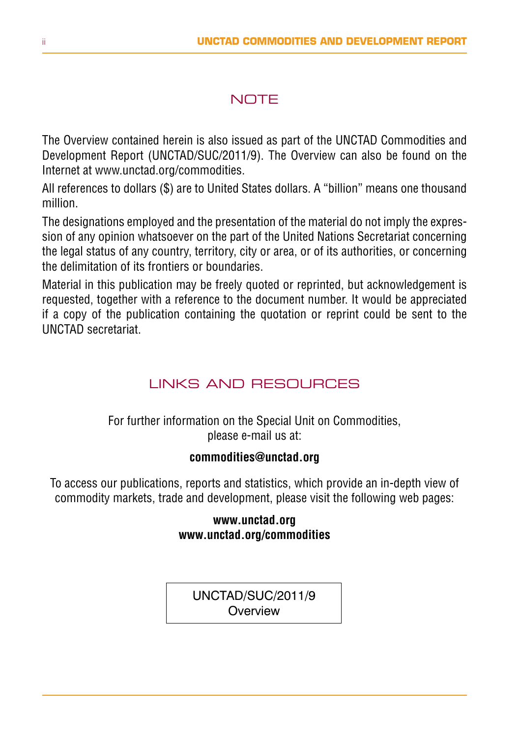## NOTE

The Overview contained herein is also issued as part of the UNCTAD Commodities and Development Report (UNCTAD/SUC/2011/9). The Overview can also be found on the Internet at www.unctad.org/commodities.

All references to dollars ($) are to United States dollars. A "billion" means one thousand million.

The designations employed and the presentation of the material do not imply the expression of any opinion whatsoever on the part of the United Nations Secretariat concerning the legal status of any country, territory, city or area, or of its authorities, or concerning the delimitation of its frontiers or boundaries.

Material in this publication may be freely quoted or reprinted, but acknowledgement is requested, together with a reference to the document number. It would be appreciated if a copy of the publication containing the quotation or reprint could be sent to the UNCTAD secretariat.

## LINKS AND RESOURCES

For further information on the Special Unit on Commodities, please e-mail us at:

**commodities@unctad.org**

To access our publications, reports and statistics, which provide an in-depth view of commodity markets, trade and development, please visit the following web pages:

**www.unctad.org**
**www.unctad.org/commodities**

UNCTAD/SUC/2011/9
Overview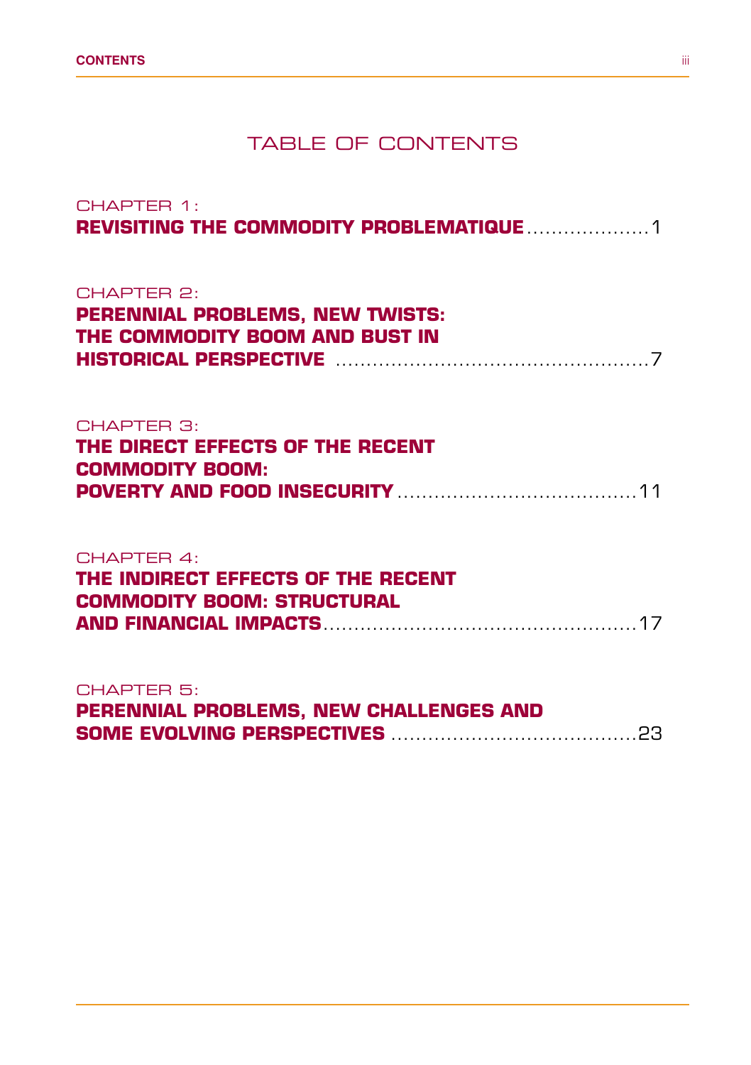# TABLE OF CONTENTS

CHAPTER 1:
**REVISITING THE COMMODITY PROBLEMATIQUE** .................... 1

CHAPTER 2:
**PERENNIAL PROBLEMS, NEW TWISTS: THE COMMODITY BOOM AND BUST IN HISTORICAL PERSPECTIVE** .................................................. 7

CHAPTER 3:
**THE DIRECT EFFECTS OF THE RECENT COMMODITY BOOM: POVERTY AND FOOD INSECURITY** ...................................... 11

CHAPTER 4:
**THE INDIRECT EFFECTS OF THE RECENT COMMODITY BOOM: STRUCTURAL AND FINANCIAL IMPACTS** .................................................. 17

CHAPTER 5:
**PERENNIAL PROBLEMS, NEW CHALLENGES AND SOME EVOLVING PERSPECTIVES** ....................................... 23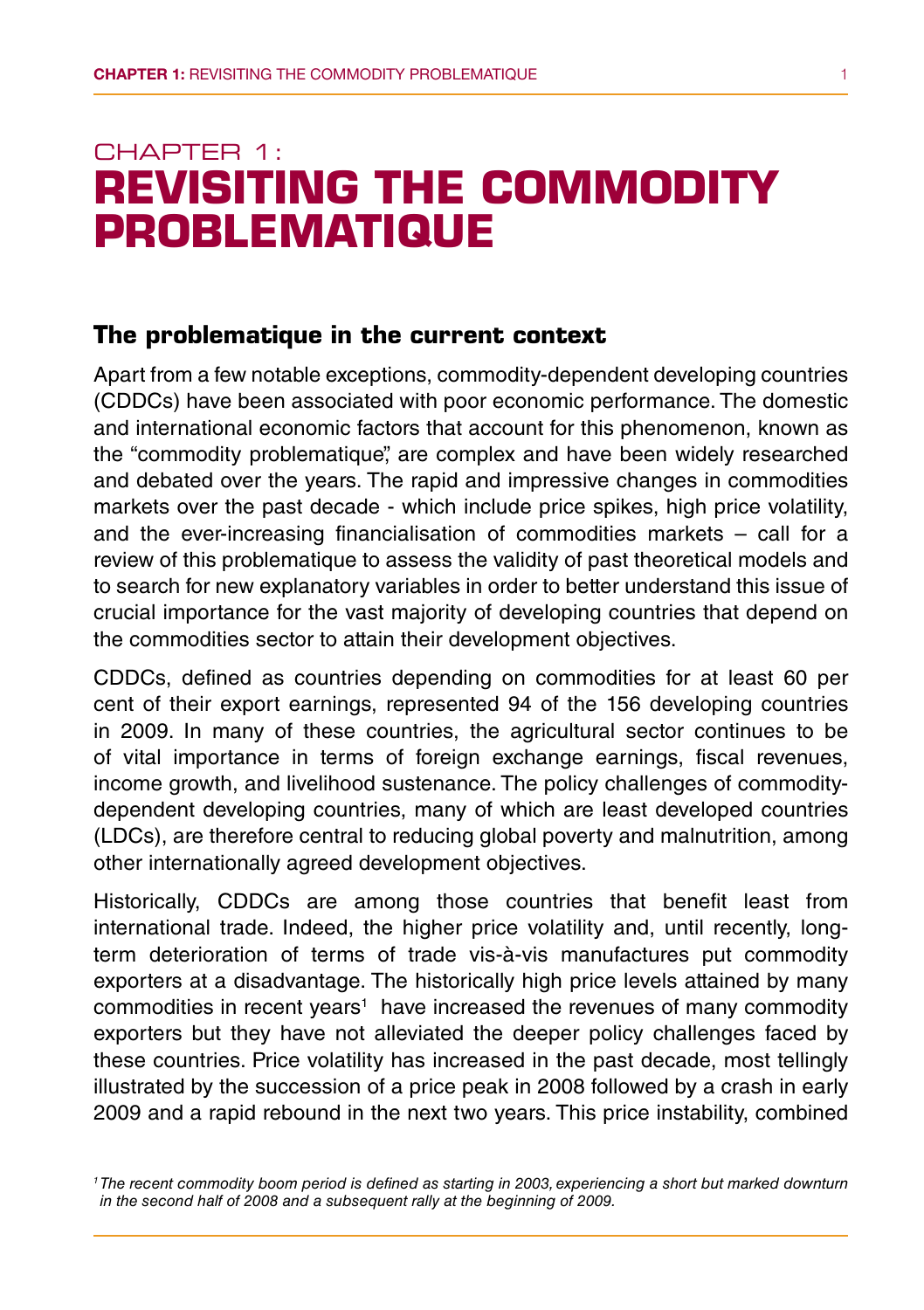# CHAPTER 1:
# REVISITING THE COMMODITY PROBLEMATIQUE

## The problematique in the current context

Apart from a few notable exceptions, commodity-dependent developing countries (CDDCs) have been associated with poor economic performance. The domestic and international economic factors that account for this phenomenon, known as the "commodity problematique", are complex and have been widely researched and debated over the years. The rapid and impressive changes in commodities markets over the past decade - which include price spikes, high price volatility, and the ever-increasing financialisation of commodities markets – call for a review of this problematique to assess the validity of past theoretical models and to search for new explanatory variables in order to better understand this issue of crucial importance for the vast majority of developing countries that depend on the commodities sector to attain their development objectives.

CDDCs, defined as countries depending on commodities for at least 60 per cent of their export earnings, represented 94 of the 156 developing countries in 2009. In many of these countries, the agricultural sector continues to be of vital importance in terms of foreign exchange earnings, fiscal revenues, income growth, and livelihood sustenance. The policy challenges of commodity-dependent developing countries, many of which are least developed countries (LDCs), are therefore central to reducing global poverty and malnutrition, among other internationally agreed development objectives.

Historically, CDDCs are among those countries that benefit least from international trade. Indeed, the higher price volatility and, until recently, long-term deterioration of terms of trade vis-à-vis manufactures put commodity exporters at a disadvantage. The historically high price levels attained by many commodities in recent years[1] have increased the revenues of many commodity exporters but they have not alleviated the deeper policy challenges faced by these countries. Price volatility has increased in the past decade, most tellingly illustrated by the succession of a price peak in 2008 followed by a crash in early 2009 and a rapid rebound in the next two years. This price instability, combined

[1] *The recent commodity boom period is defined as starting in 2003, experiencing a short but marked downturn in the second half of 2008 and a subsequent rally at the beginning of 2009.*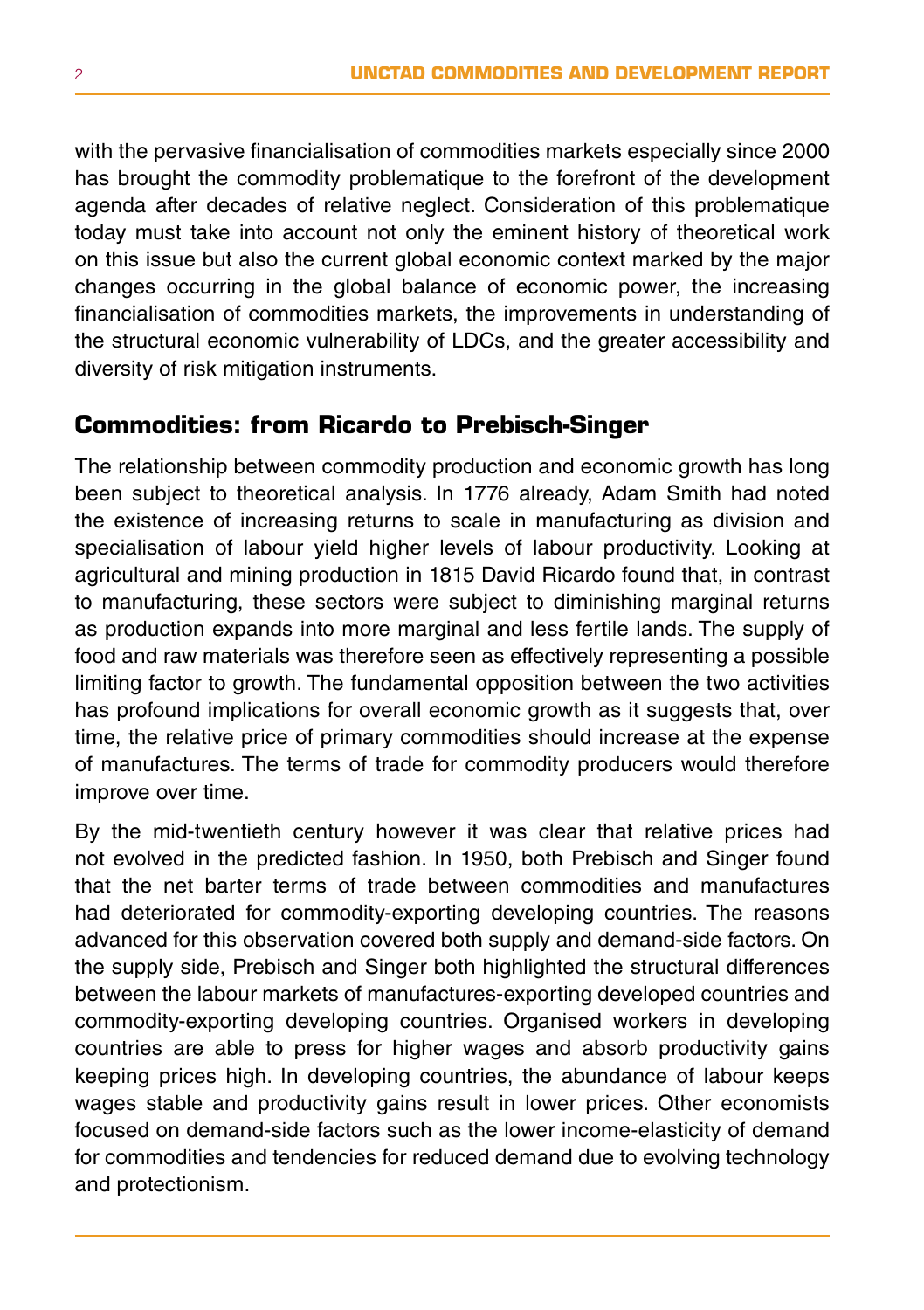with the pervasive financialisation of commodities markets especially since 2000 has brought the commodity problematique to the forefront of the development agenda after decades of relative neglect. Consideration of this problematique today must take into account not only the eminent history of theoretical work on this issue but also the current global economic context marked by the major changes occurring in the global balance of economic power, the increasing financialisation of commodities markets, the improvements in understanding of the structural economic vulnerability of LDCs, and the greater accessibility and diversity of risk mitigation instruments.

## Commodities: from Ricardo to Prebisch-Singer

The relationship between commodity production and economic growth has long been subject to theoretical analysis. In 1776 already, Adam Smith had noted the existence of increasing returns to scale in manufacturing as division and specialisation of labour yield higher levels of labour productivity. Looking at agricultural and mining production in 1815 David Ricardo found that, in contrast to manufacturing, these sectors were subject to diminishing marginal returns as production expands into more marginal and less fertile lands. The supply of food and raw materials was therefore seen as effectively representing a possible limiting factor to growth. The fundamental opposition between the two activities has profound implications for overall economic growth as it suggests that, over time, the relative price of primary commodities should increase at the expense of manufactures. The terms of trade for commodity producers would therefore improve over time.

By the mid-twentieth century however it was clear that relative prices had not evolved in the predicted fashion. In 1950, both Prebisch and Singer found that the net barter terms of trade between commodities and manufactures had deteriorated for commodity-exporting developing countries. The reasons advanced for this observation covered both supply and demand-side factors. On the supply side, Prebisch and Singer both highlighted the structural differences between the labour markets of manufactures-exporting developed countries and commodity-exporting developing countries. Organised workers in developing countries are able to press for higher wages and absorb productivity gains keeping prices high. In developing countries, the abundance of labour keeps wages stable and productivity gains result in lower prices. Other economists focused on demand-side factors such as the lower income-elasticity of demand for commodities and tendencies for reduced demand due to evolving technology and protectionism.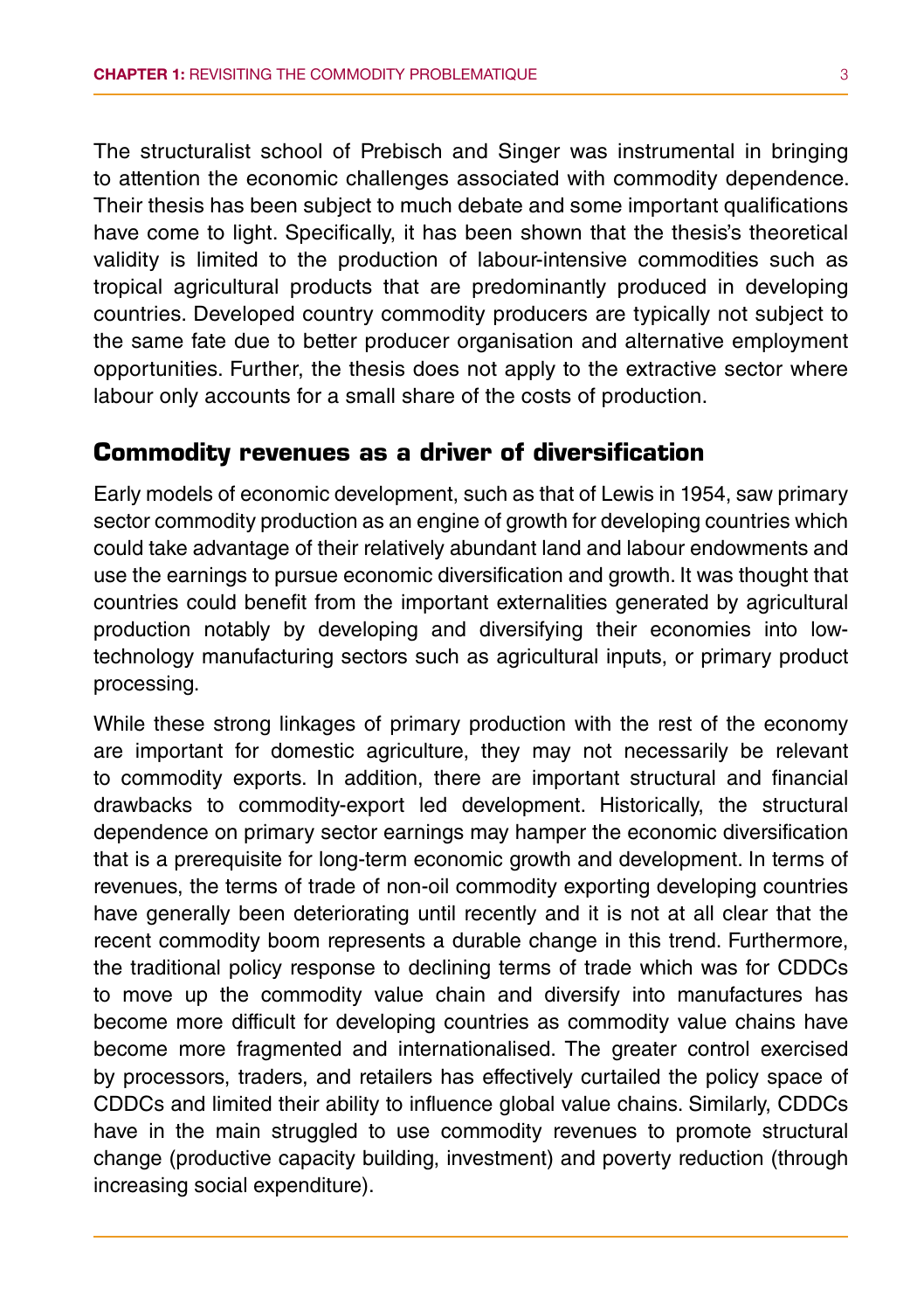The structuralist school of Prebisch and Singer was instrumental in bringing to attention the economic challenges associated with commodity dependence. Their thesis has been subject to much debate and some important qualifications have come to light. Specifically, it has been shown that the thesis's theoretical validity is limited to the production of labour-intensive commodities such as tropical agricultural products that are predominantly produced in developing countries. Developed country commodity producers are typically not subject to the same fate due to better producer organisation and alternative employment opportunities. Further, the thesis does not apply to the extractive sector where labour only accounts for a small share of the costs of production.

## Commodity revenues as a driver of diversification

Early models of economic development, such as that of Lewis in 1954, saw primary sector commodity production as an engine of growth for developing countries which could take advantage of their relatively abundant land and labour endowments and use the earnings to pursue economic diversification and growth. It was thought that countries could benefit from the important externalities generated by agricultural production notably by developing and diversifying their economies into low-technology manufacturing sectors such as agricultural inputs, or primary product processing.

While these strong linkages of primary production with the rest of the economy are important for domestic agriculture, they may not necessarily be relevant to commodity exports. In addition, there are important structural and financial drawbacks to commodity-export led development. Historically, the structural dependence on primary sector earnings may hamper the economic diversification that is a prerequisite for long-term economic growth and development. In terms of revenues, the terms of trade of non-oil commodity exporting developing countries have generally been deteriorating until recently and it is not at all clear that the recent commodity boom represents a durable change in this trend. Furthermore, the traditional policy response to declining terms of trade which was for CDDCs to move up the commodity value chain and diversify into manufactures has become more difficult for developing countries as commodity value chains have become more fragmented and internationalised. The greater control exercised by processors, traders, and retailers has effectively curtailed the policy space of CDDCs and limited their ability to influence global value chains. Similarly, CDDCs have in the main struggled to use commodity revenues to promote structural change (productive capacity building, investment) and poverty reduction (through increasing social expenditure).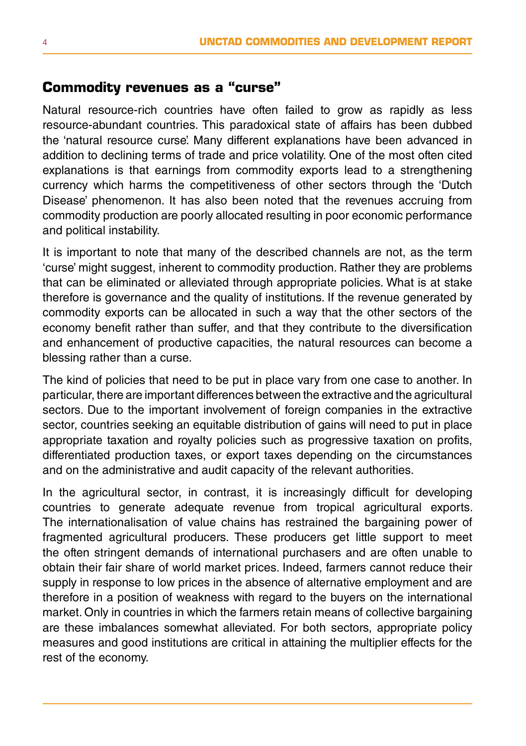## Commodity revenues as a "curse"

Natural resource-rich countries have often failed to grow as rapidly as less resource-abundant countries. This paradoxical state of affairs has been dubbed the 'natural resource curse'. Many different explanations have been advanced in addition to declining terms of trade and price volatility. One of the most often cited explanations is that earnings from commodity exports lead to a strengthening currency which harms the competitiveness of other sectors through the 'Dutch Disease' phenomenon. It has also been noted that the revenues accruing from commodity production are poorly allocated resulting in poor economic performance and political instability.

It is important to note that many of the described channels are not, as the term 'curse' might suggest, inherent to commodity production. Rather they are problems that can be eliminated or alleviated through appropriate policies. What is at stake therefore is governance and the quality of institutions. If the revenue generated by commodity exports can be allocated in such a way that the other sectors of the economy benefit rather than suffer, and that they contribute to the diversification and enhancement of productive capacities, the natural resources can become a blessing rather than a curse.

The kind of policies that need to be put in place vary from one case to another. In particular, there are important differences between the extractive and the agricultural sectors. Due to the important involvement of foreign companies in the extractive sector, countries seeking an equitable distribution of gains will need to put in place appropriate taxation and royalty policies such as progressive taxation on profits, differentiated production taxes, or export taxes depending on the circumstances and on the administrative and audit capacity of the relevant authorities.

In the agricultural sector, in contrast, it is increasingly difficult for developing countries to generate adequate revenue from tropical agricultural exports. The internationalisation of value chains has restrained the bargaining power of fragmented agricultural producers. These producers get little support to meet the often stringent demands of international purchasers and are often unable to obtain their fair share of world market prices. Indeed, farmers cannot reduce their supply in response to low prices in the absence of alternative employment and are therefore in a position of weakness with regard to the buyers on the international market. Only in countries in which the farmers retain means of collective bargaining are these imbalances somewhat alleviated. For both sectors, appropriate policy measures and good institutions are critical in attaining the multiplier effects for the rest of the economy.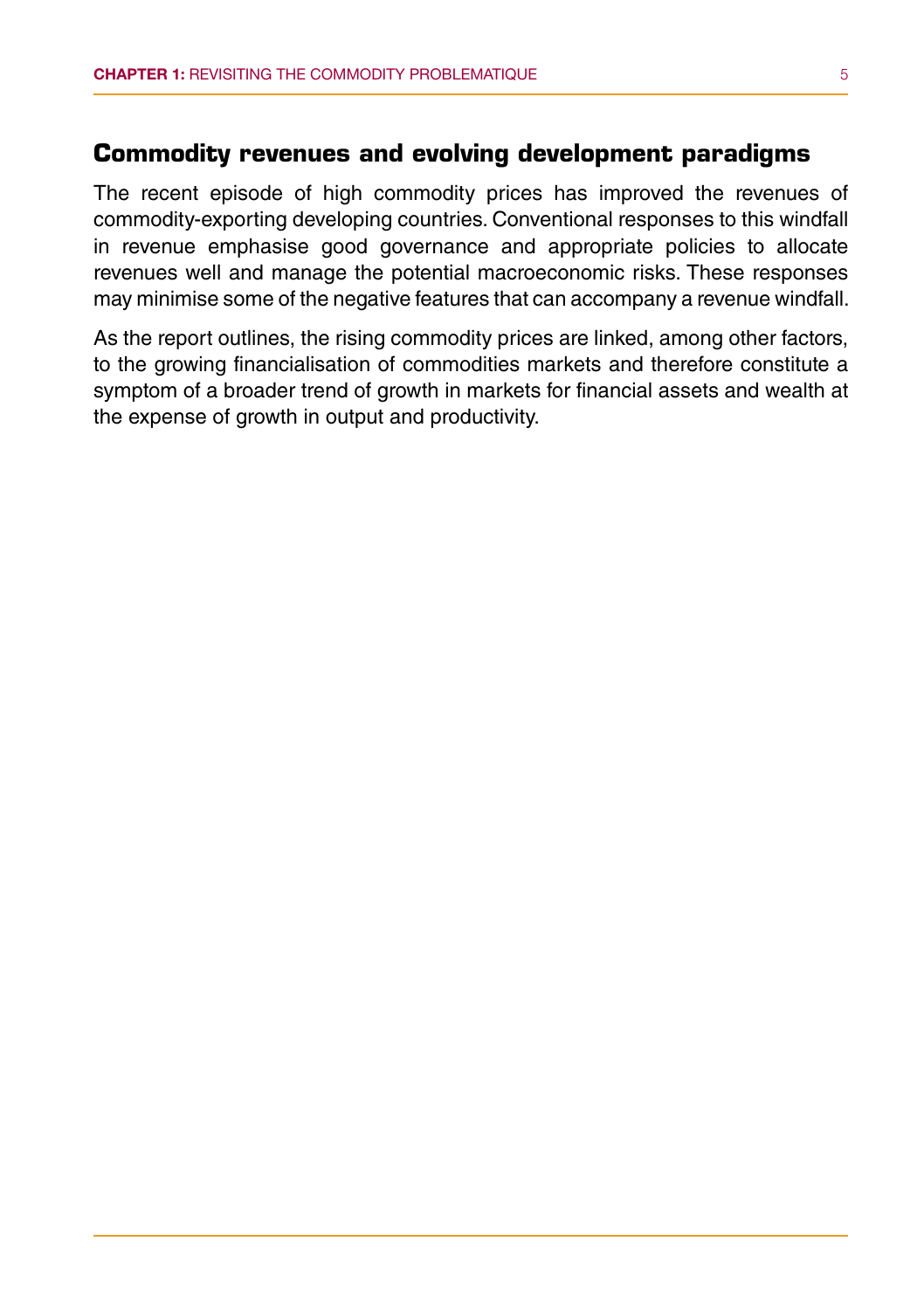## Commodity revenues and evolving development paradigms

The recent episode of high commodity prices has improved the revenues of commodity-exporting developing countries. Conventional responses to this windfall in revenue emphasise good governance and appropriate policies to allocate revenues well and manage the potential macroeconomic risks. These responses may minimise some of the negative features that can accompany a revenue windfall.

As the report outlines, the rising commodity prices are linked, among other factors, to the growing financialisation of commodities markets and therefore constitute a symptom of a broader trend of growth in markets for financial assets and wealth at the expense of growth in output and productivity.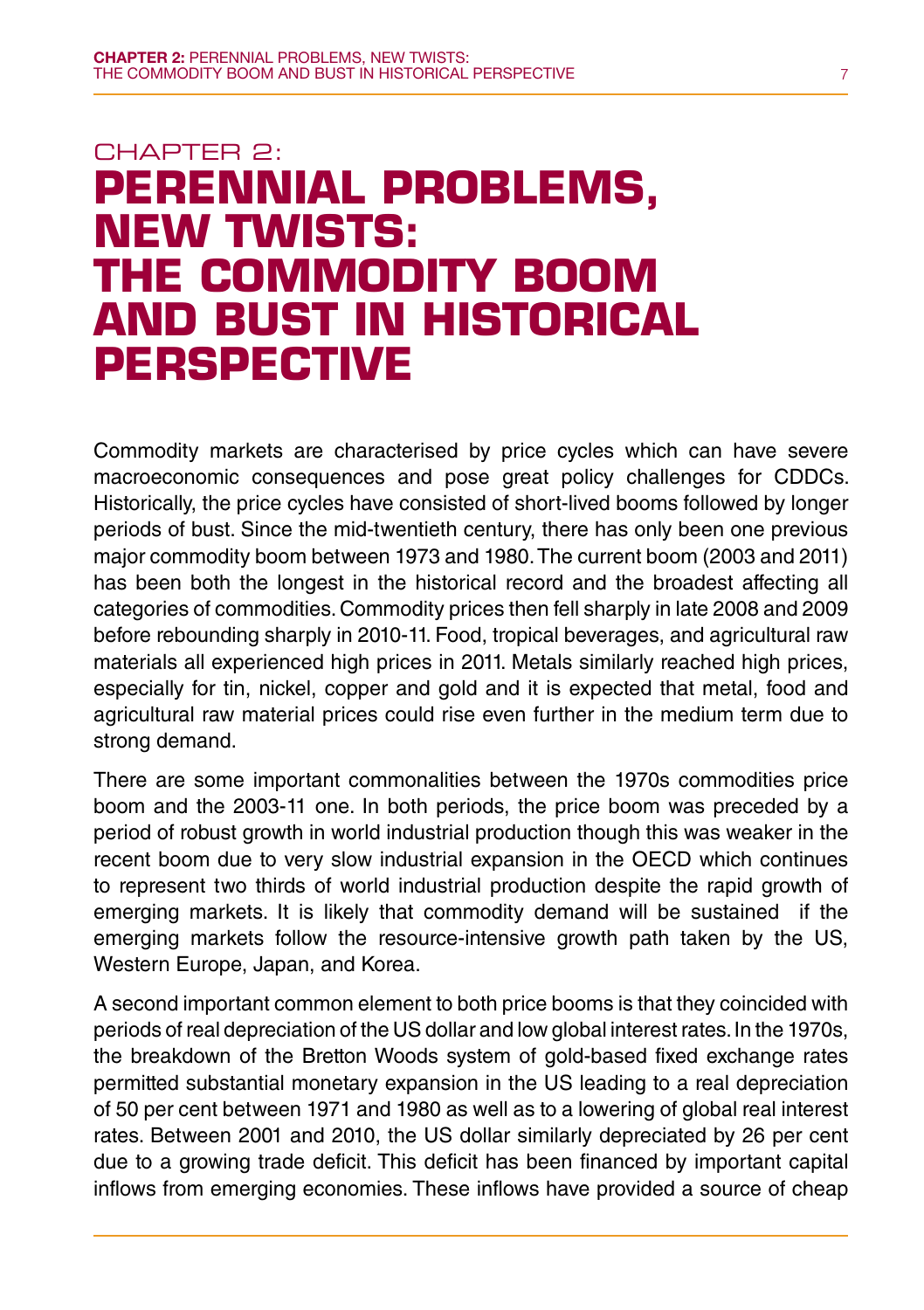# CHAPTER 2: PERENNIAL PROBLEMS, NEW TWISTS: THE COMMODITY BOOM AND BUST IN HISTORICAL PERSPECTIVE

Commodity markets are characterised by price cycles which can have severe macroeconomic consequences and pose great policy challenges for CDDCs. Historically, the price cycles have consisted of short-lived booms followed by longer periods of bust. Since the mid-twentieth century, there has only been one previous major commodity boom between 1973 and 1980. The current boom (2003 and 2011) has been both the longest in the historical record and the broadest affecting all categories of commodities. Commodity prices then fell sharply in late 2008 and 2009 before rebounding sharply in 2010-11. Food, tropical beverages, and agricultural raw materials all experienced high prices in 2011. Metals similarly reached high prices, especially for tin, nickel, copper and gold and it is expected that metal, food and agricultural raw material prices could rise even further in the medium term due to strong demand.

There are some important commonalities between the 1970s commodities price boom and the 2003-11 one. In both periods, the price boom was preceded by a period of robust growth in world industrial production though this was weaker in the recent boom due to very slow industrial expansion in the OECD which continues to represent two thirds of world industrial production despite the rapid growth of emerging markets. It is likely that commodity demand will be sustained if the emerging markets follow the resource-intensive growth path taken by the US, Western Europe, Japan, and Korea.

A second important common element to both price booms is that they coincided with periods of real depreciation of the US dollar and low global interest rates. In the 1970s, the breakdown of the Bretton Woods system of gold-based fixed exchange rates permitted substantial monetary expansion in the US leading to a real depreciation of 50 per cent between 1971 and 1980 as well as to a lowering of global real interest rates. Between 2001 and 2010, the US dollar similarly depreciated by 26 per cent due to a growing trade deficit. This deficit has been financed by important capital inflows from emerging economies. These inflows have provided a source of cheap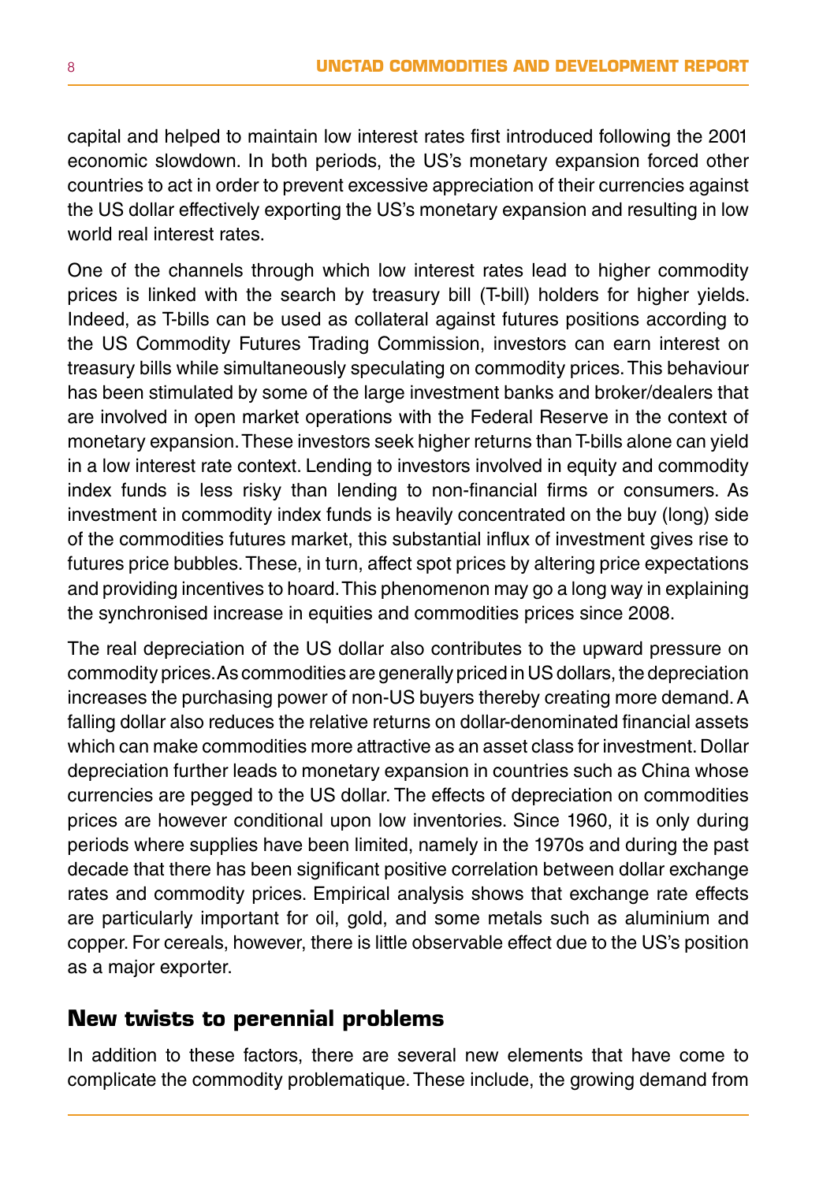capital and helped to maintain low interest rates first introduced following the 2001 economic slowdown. In both periods, the US's monetary expansion forced other countries to act in order to prevent excessive appreciation of their currencies against the US dollar effectively exporting the US's monetary expansion and resulting in low world real interest rates.

One of the channels through which low interest rates lead to higher commodity prices is linked with the search by treasury bill (T-bill) holders for higher yields. Indeed, as T-bills can be used as collateral against futures positions according to the US Commodity Futures Trading Commission, investors can earn interest on treasury bills while simultaneously speculating on commodity prices. This behaviour has been stimulated by some of the large investment banks and broker/dealers that are involved in open market operations with the Federal Reserve in the context of monetary expansion. These investors seek higher returns than T-bills alone can yield in a low interest rate context. Lending to investors involved in equity and commodity index funds is less risky than lending to non-financial firms or consumers. As investment in commodity index funds is heavily concentrated on the buy (long) side of the commodities futures market, this substantial influx of investment gives rise to futures price bubbles. These, in turn, affect spot prices by altering price expectations and providing incentives to hoard. This phenomenon may go a long way in explaining the synchronised increase in equities and commodities prices since 2008.

The real depreciation of the US dollar also contributes to the upward pressure on commodity prices. As commodities are generally priced in US dollars, the depreciation increases the purchasing power of non-US buyers thereby creating more demand. A falling dollar also reduces the relative returns on dollar-denominated financial assets which can make commodities more attractive as an asset class for investment. Dollar depreciation further leads to monetary expansion in countries such as China whose currencies are pegged to the US dollar. The effects of depreciation on commodities prices are however conditional upon low inventories. Since 1960, it is only during periods where supplies have been limited, namely in the 1970s and during the past decade that there has been significant positive correlation between dollar exchange rates and commodity prices. Empirical analysis shows that exchange rate effects are particularly important for oil, gold, and some metals such as aluminium and copper. For cereals, however, there is little observable effect due to the US's position as a major exporter.

## New twists to perennial problems

In addition to these factors, there are several new elements that have come to complicate the commodity problematique. These include, the growing demand from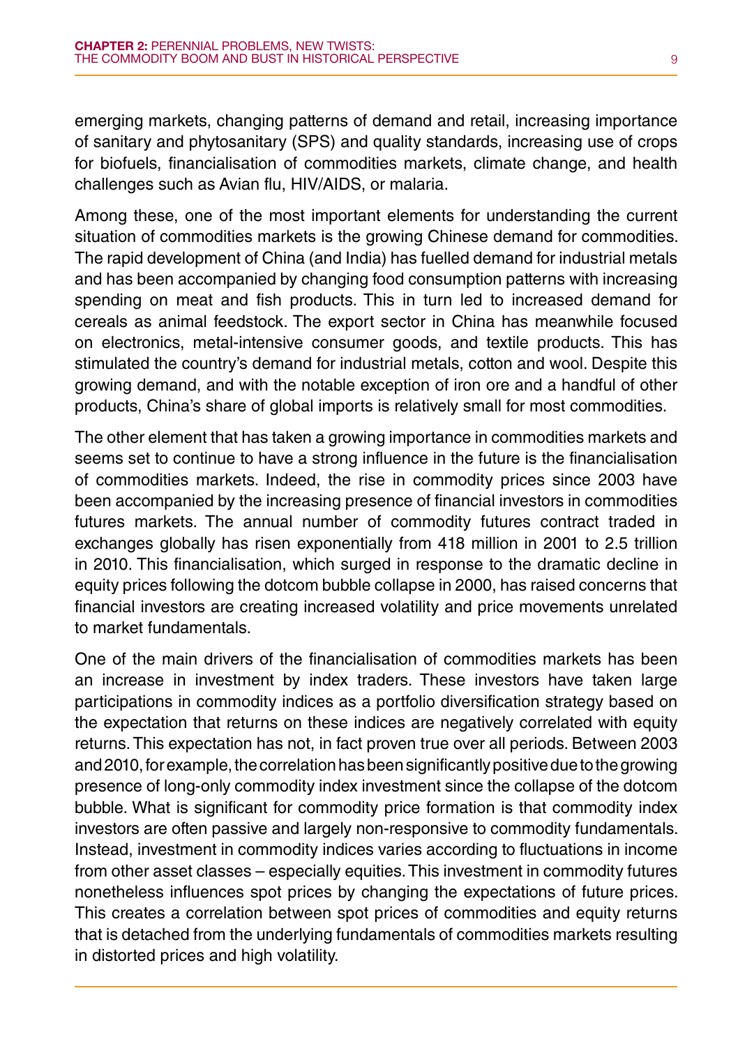emerging markets, changing patterns of demand and retail, increasing importance of sanitary and phytosanitary (SPS) and quality standards, increasing use of crops for biofuels, financialisation of commodities markets, climate change, and health challenges such as Avian flu, HIV/AIDS, or malaria.

Among these, one of the most important elements for understanding the current situation of commodities markets is the growing Chinese demand for commodities. The rapid development of China (and India) has fuelled demand for industrial metals and has been accompanied by changing food consumption patterns with increasing spending on meat and fish products. This in turn led to increased demand for cereals as animal feedstock. The export sector in China has meanwhile focused on electronics, metal-intensive consumer goods, and textile products. This has stimulated the country's demand for industrial metals, cotton and wool. Despite this growing demand, and with the notable exception of iron ore and a handful of other products, China's share of global imports is relatively small for most commodities.

The other element that has taken a growing importance in commodities markets and seems set to continue to have a strong influence in the future is the financialisation of commodities markets. Indeed, the rise in commodity prices since 2003 have been accompanied by the increasing presence of financial investors in commodities futures markets. The annual number of commodity futures contract traded in exchanges globally has risen exponentially from 418 million in 2001 to 2.5 trillion in 2010. This financialisation, which surged in response to the dramatic decline in equity prices following the dotcom bubble collapse in 2000, has raised concerns that financial investors are creating increased volatility and price movements unrelated to market fundamentals.

One of the main drivers of the financialisation of commodities markets has been an increase in investment by index traders. These investors have taken large participations in commodity indices as a portfolio diversification strategy based on the expectation that returns on these indices are negatively correlated with equity returns. This expectation has not, in fact proven true over all periods. Between 2003 and 2010, for example, the correlation has been significantly positive due to the growing presence of long-only commodity index investment since the collapse of the dotcom bubble. What is significant for commodity price formation is that commodity index investors are often passive and largely non-responsive to commodity fundamentals. Instead, investment in commodity indices varies according to fluctuations in income from other asset classes – especially equities. This investment in commodity futures nonetheless influences spot prices by changing the expectations of future prices. This creates a correlation between spot prices of commodities and equity returns that is detached from the underlying fundamentals of commodities markets resulting in distorted prices and high volatility.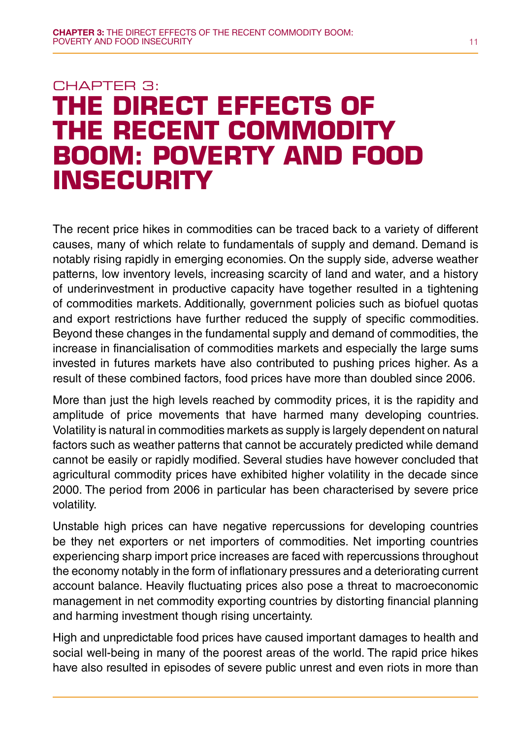# CHAPTER 3: THE DIRECT EFFECTS OF THE RECENT COMMODITY BOOM: POVERTY AND FOOD INSECURITY

The recent price hikes in commodities can be traced back to a variety of different causes, many of which relate to fundamentals of supply and demand. Demand is notably rising rapidly in emerging economies. On the supply side, adverse weather patterns, low inventory levels, increasing scarcity of land and water, and a history of underinvestment in productive capacity have together resulted in a tightening of commodities markets. Additionally, government policies such as biofuel quotas and export restrictions have further reduced the supply of specific commodities. Beyond these changes in the fundamental supply and demand of commodities, the increase in financialisation of commodities markets and especially the large sums invested in futures markets have also contributed to pushing prices higher. As a result of these combined factors, food prices have more than doubled since 2006.

More than just the high levels reached by commodity prices, it is the rapidity and amplitude of price movements that have harmed many developing countries. Volatility is natural in commodities markets as supply is largely dependent on natural factors such as weather patterns that cannot be accurately predicted while demand cannot be easily or rapidly modified. Several studies have however concluded that agricultural commodity prices have exhibited higher volatility in the decade since 2000. The period from 2006 in particular has been characterised by severe price volatility.

Unstable high prices can have negative repercussions for developing countries be they net exporters or net importers of commodities. Net importing countries experiencing sharp import price increases are faced with repercussions throughout the economy notably in the form of inflationary pressures and a deteriorating current account balance. Heavily fluctuating prices also pose a threat to macroeconomic management in net commodity exporting countries by distorting financial planning and harming investment though rising uncertainty.

High and unpredictable food prices have caused important damages to health and social well-being in many of the poorest areas of the world. The rapid price hikes have also resulted in episodes of severe public unrest and even riots in more than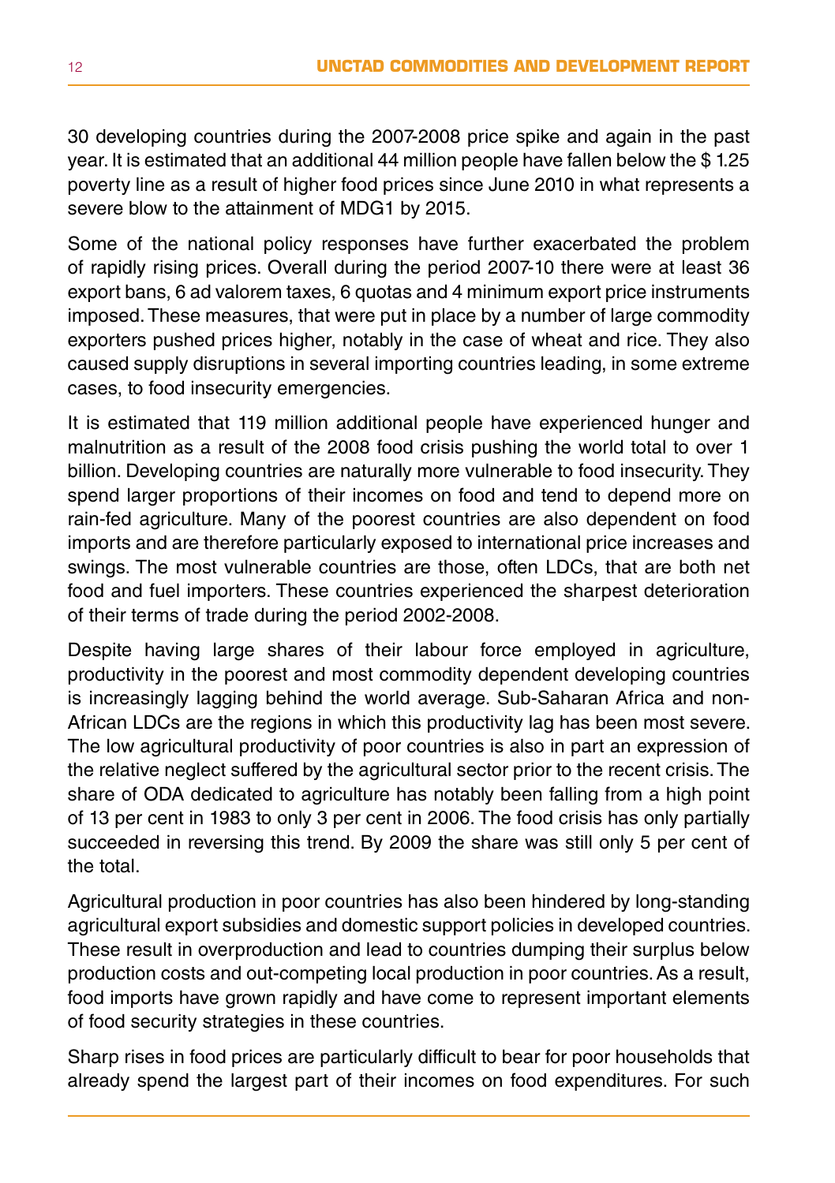30 developing countries during the 2007-2008 price spike and again in the past year. It is estimated that an additional 44 million people have fallen below the $ 1.25 poverty line as a result of higher food prices since June 2010 in what represents a severe blow to the attainment of MDG1 by 2015.

Some of the national policy responses have further exacerbated the problem of rapidly rising prices. Overall during the period 2007-10 there were at least 36 export bans, 6 ad valorem taxes, 6 quotas and 4 minimum export price instruments imposed. These measures, that were put in place by a number of large commodity exporters pushed prices higher, notably in the case of wheat and rice. They also caused supply disruptions in several importing countries leading, in some extreme cases, to food insecurity emergencies.

It is estimated that 119 million additional people have experienced hunger and malnutrition as a result of the 2008 food crisis pushing the world total to over 1 billion. Developing countries are naturally more vulnerable to food insecurity. They spend larger proportions of their incomes on food and tend to depend more on rain-fed agriculture. Many of the poorest countries are also dependent on food imports and are therefore particularly exposed to international price increases and swings. The most vulnerable countries are those, often LDCs, that are both net food and fuel importers. These countries experienced the sharpest deterioration of their terms of trade during the period 2002-2008.

Despite having large shares of their labour force employed in agriculture, productivity in the poorest and most commodity dependent developing countries is increasingly lagging behind the world average. Sub-Saharan Africa and non-African LDCs are the regions in which this productivity lag has been most severe. The low agricultural productivity of poor countries is also in part an expression of the relative neglect suffered by the agricultural sector prior to the recent crisis. The share of ODA dedicated to agriculture has notably been falling from a high point of 13 per cent in 1983 to only 3 per cent in 2006. The food crisis has only partially succeeded in reversing this trend. By 2009 the share was still only 5 per cent of the total.

Agricultural production in poor countries has also been hindered by long-standing agricultural export subsidies and domestic support policies in developed countries. These result in overproduction and lead to countries dumping their surplus below production costs and out-competing local production in poor countries. As a result, food imports have grown rapidly and have come to represent important elements of food security strategies in these countries.

Sharp rises in food prices are particularly difficult to bear for poor households that already spend the largest part of their incomes on food expenditures. For such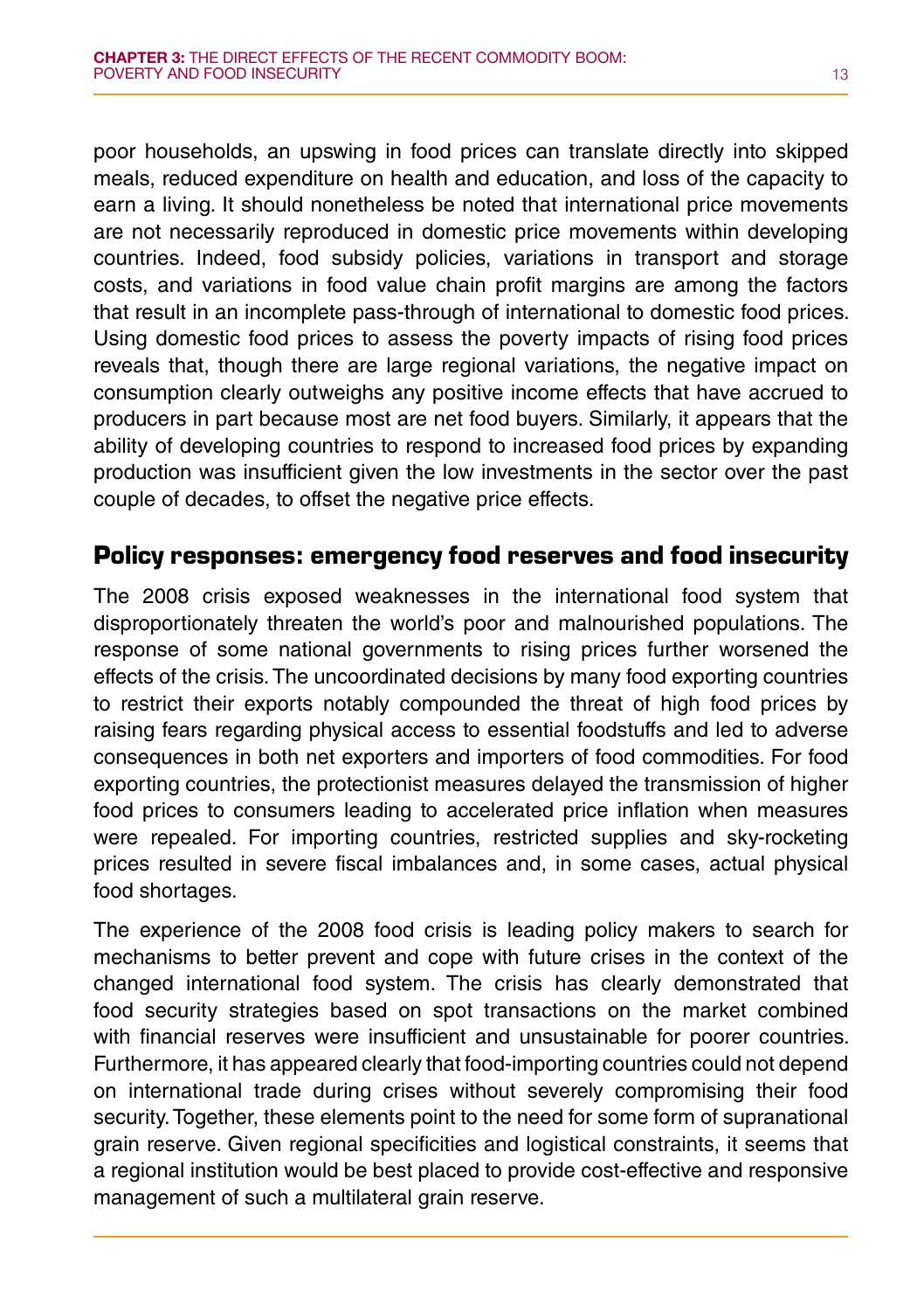poor households, an upswing in food prices can translate directly into skipped meals, reduced expenditure on health and education, and loss of the capacity to earn a living. It should nonetheless be noted that international price movements are not necessarily reproduced in domestic price movements within developing countries. Indeed, food subsidy policies, variations in transport and storage costs, and variations in food value chain profit margins are among the factors that result in an incomplete pass-through of international to domestic food prices. Using domestic food prices to assess the poverty impacts of rising food prices reveals that, though there are large regional variations, the negative impact on consumption clearly outweighs any positive income effects that have accrued to producers in part because most are net food buyers. Similarly, it appears that the ability of developing countries to respond to increased food prices by expanding production was insufficient given the low investments in the sector over the past couple of decades, to offset the negative price effects.

## Policy responses: emergency food reserves and food insecurity

The 2008 crisis exposed weaknesses in the international food system that disproportionately threaten the world's poor and malnourished populations. The response of some national governments to rising prices further worsened the effects of the crisis. The uncoordinated decisions by many food exporting countries to restrict their exports notably compounded the threat of high food prices by raising fears regarding physical access to essential foodstuffs and led to adverse consequences in both net exporters and importers of food commodities. For food exporting countries, the protectionist measures delayed the transmission of higher food prices to consumers leading to accelerated price inflation when measures were repealed. For importing countries, restricted supplies and sky-rocketing prices resulted in severe fiscal imbalances and, in some cases, actual physical food shortages.

The experience of the 2008 food crisis is leading policy makers to search for mechanisms to better prevent and cope with future crises in the context of the changed international food system. The crisis has clearly demonstrated that food security strategies based on spot transactions on the market combined with financial reserves were insufficient and unsustainable for poorer countries. Furthermore, it has appeared clearly that food-importing countries could not depend on international trade during crises without severely compromising their food security. Together, these elements point to the need for some form of supranational grain reserve. Given regional specificities and logistical constraints, it seems that a regional institution would be best placed to provide cost-effective and responsive management of such a multilateral grain reserve.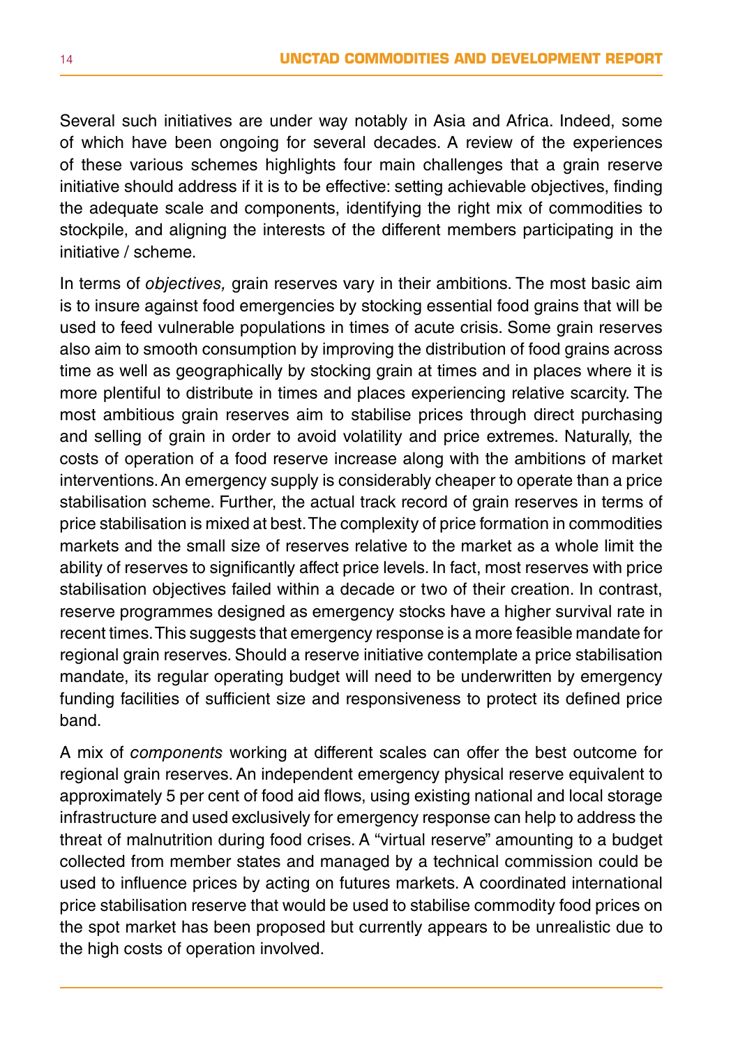Several such initiatives are under way notably in Asia and Africa. Indeed, some of which have been ongoing for several decades. A review of the experiences of these various schemes highlights four main challenges that a grain reserve initiative should address if it is to be effective: setting achievable objectives, finding the adequate scale and components, identifying the right mix of commodities to stockpile, and aligning the interests of the different members participating in the initiative / scheme.

In terms of *objectives,* grain reserves vary in their ambitions. The most basic aim is to insure against food emergencies by stocking essential food grains that will be used to feed vulnerable populations in times of acute crisis. Some grain reserves also aim to smooth consumption by improving the distribution of food grains across time as well as geographically by stocking grain at times and in places where it is more plentiful to distribute in times and places experiencing relative scarcity. The most ambitious grain reserves aim to stabilise prices through direct purchasing and selling of grain in order to avoid volatility and price extremes. Naturally, the costs of operation of a food reserve increase along with the ambitions of market interventions. An emergency supply is considerably cheaper to operate than a price stabilisation scheme. Further, the actual track record of grain reserves in terms of price stabilisation is mixed at best. The complexity of price formation in commodities markets and the small size of reserves relative to the market as a whole limit the ability of reserves to significantly affect price levels. In fact, most reserves with price stabilisation objectives failed within a decade or two of their creation. In contrast, reserve programmes designed as emergency stocks have a higher survival rate in recent times. This suggests that emergency response is a more feasible mandate for regional grain reserves. Should a reserve initiative contemplate a price stabilisation mandate, its regular operating budget will need to be underwritten by emergency funding facilities of sufficient size and responsiveness to protect its defined price band.

A mix of *components* working at different scales can offer the best outcome for regional grain reserves. An independent emergency physical reserve equivalent to approximately 5 per cent of food aid flows, using existing national and local storage infrastructure and used exclusively for emergency response can help to address the threat of malnutrition during food crises. A "virtual reserve" amounting to a budget collected from member states and managed by a technical commission could be used to influence prices by acting on futures markets. A coordinated international price stabilisation reserve that would be used to stabilise commodity food prices on the spot market has been proposed but currently appears to be unrealistic due to the high costs of operation involved.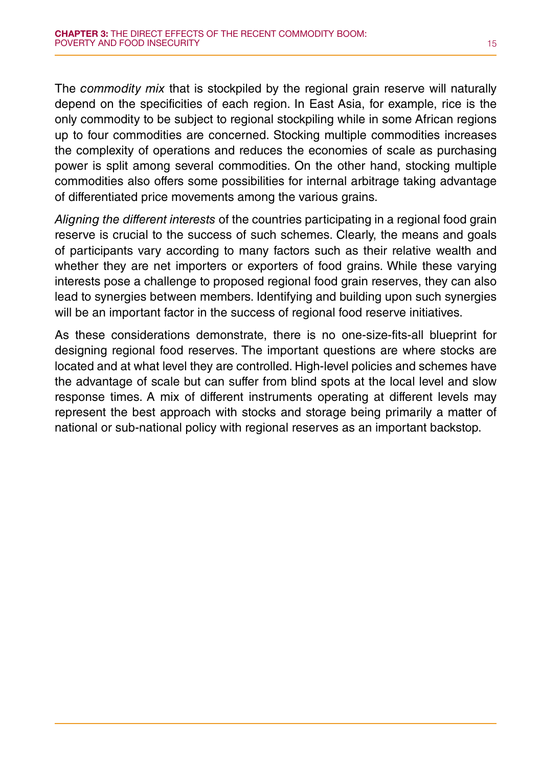The *commodity mix* that is stockpiled by the regional grain reserve will naturally depend on the specificities of each region. In East Asia, for example, rice is the only commodity to be subject to regional stockpiling while in some African regions up to four commodities are concerned. Stocking multiple commodities increases the complexity of operations and reduces the economies of scale as purchasing power is split among several commodities. On the other hand, stocking multiple commodities also offers some possibilities for internal arbitrage taking advantage of differentiated price movements among the various grains.

*Aligning the different interests* of the countries participating in a regional food grain reserve is crucial to the success of such schemes. Clearly, the means and goals of participants vary according to many factors such as their relative wealth and whether they are net importers or exporters of food grains. While these varying interests pose a challenge to proposed regional food grain reserves, they can also lead to synergies between members. Identifying and building upon such synergies will be an important factor in the success of regional food reserve initiatives.

As these considerations demonstrate, there is no one-size-fits-all blueprint for designing regional food reserves. The important questions are where stocks are located and at what level they are controlled. High-level policies and schemes have the advantage of scale but can suffer from blind spots at the local level and slow response times. A mix of different instruments operating at different levels may represent the best approach with stocks and storage being primarily a matter of national or sub-national policy with regional reserves as an important backstop.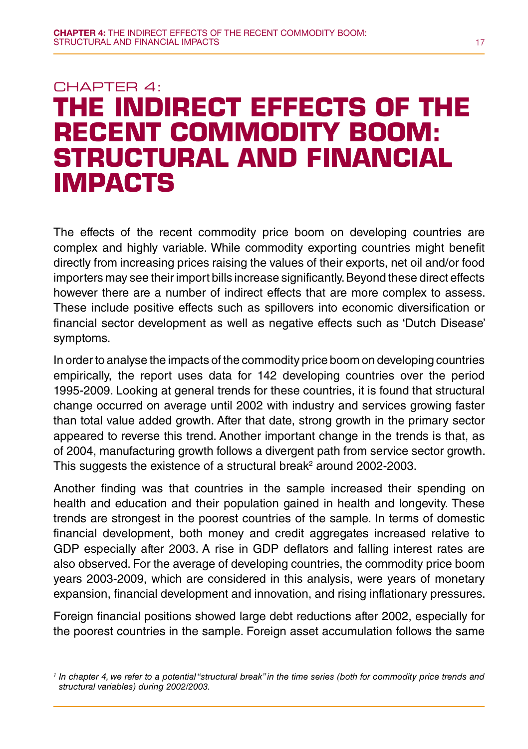# CHAPTER 4:
# THE INDIRECT EFFECTS OF THE RECENT COMMODITY BOOM: STRUCTURAL AND FINANCIAL IMPACTS

The effects of the recent commodity price boom on developing countries are complex and highly variable. While commodity exporting countries might benefit directly from increasing prices raising the values of their exports, net oil and/or food importers may see their import bills increase significantly. Beyond these direct effects however there are a number of indirect effects that are more complex to assess. These include positive effects such as spillovers into economic diversification or financial sector development as well as negative effects such as 'Dutch Disease' symptoms.

In order to analyse the impacts of the commodity price boom on developing countries empirically, the report uses data for 142 developing countries over the period 1995-2009. Looking at general trends for these countries, it is found that structural change occurred on average until 2002 with industry and services growing faster than total value added growth. After that date, strong growth in the primary sector appeared to reverse this trend. Another important change in the trends is that, as of 2004, manufacturing growth follows a divergent path from service sector growth. This suggests the existence of a structural break[2] around 2002-2003.

Another finding was that countries in the sample increased their spending on health and education and their population gained in health and longevity. These trends are strongest in the poorest countries of the sample. In terms of domestic financial development, both money and credit aggregates increased relative to GDP especially after 2003. A rise in GDP deflators and falling interest rates are also observed. For the average of developing countries, the commodity price boom years 2003-2009, which are considered in this analysis, were years of monetary expansion, financial development and innovation, and rising inflationary pressures.

Foreign financial positions showed large debt reductions after 2002, especially for the poorest countries in the sample. Foreign asset accumulation follows the same

[1] *In chapter 4, we refer to a potential "structural break" in the time series (both for commodity price trends and structural variables) during 2002/2003.*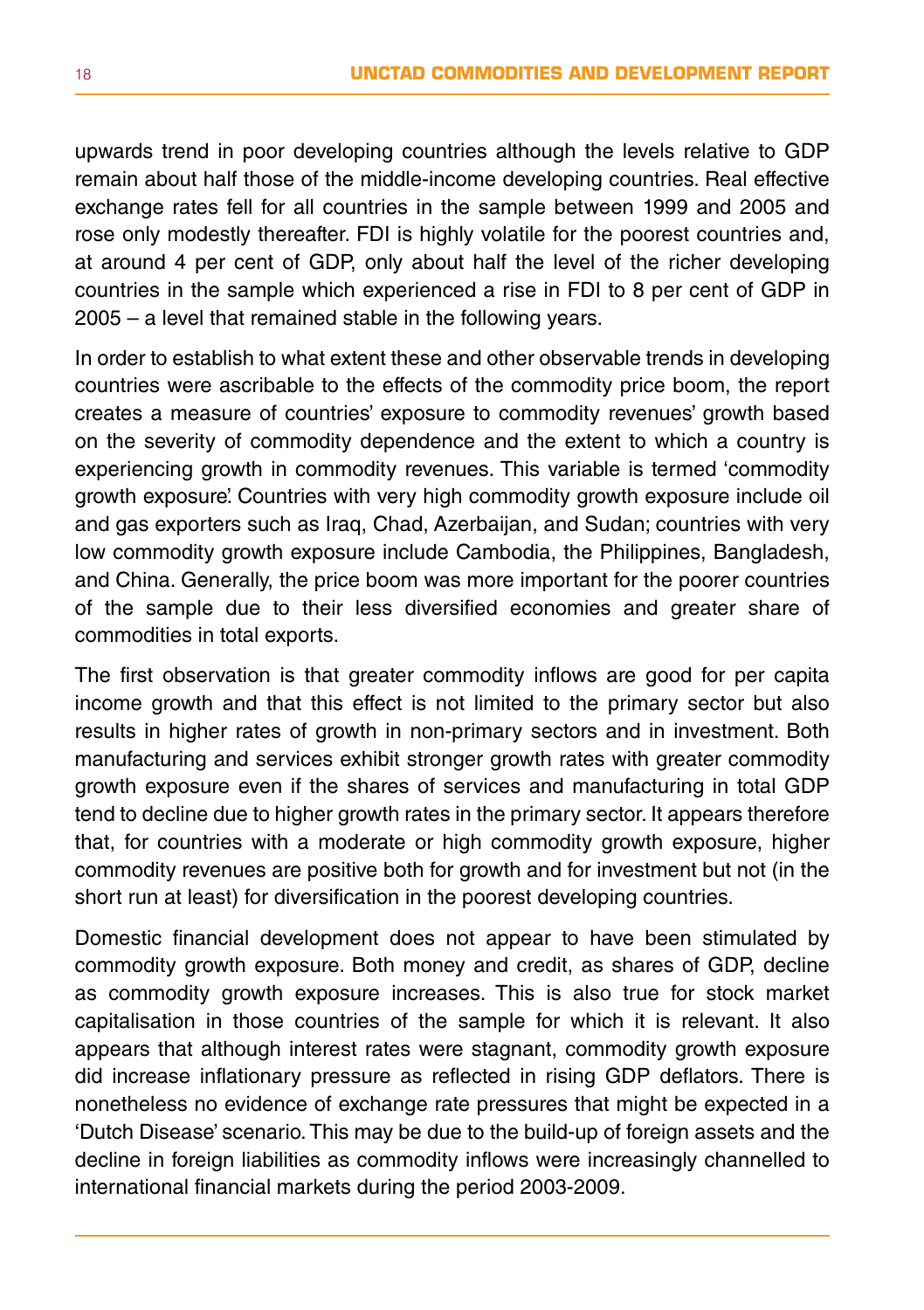upwards trend in poor developing countries although the levels relative to GDP remain about half those of the middle-income developing countries. Real effective exchange rates fell for all countries in the sample between 1999 and 2005 and rose only modestly thereafter. FDI is highly volatile for the poorest countries and, at around 4 per cent of GDP, only about half the level of the richer developing countries in the sample which experienced a rise in FDI to 8 per cent of GDP in 2005 – a level that remained stable in the following years.

In order to establish to what extent these and other observable trends in developing countries were ascribable to the effects of the commodity price boom, the report creates a measure of countries' exposure to commodity revenues' growth based on the severity of commodity dependence and the extent to which a country is experiencing growth in commodity revenues. This variable is termed 'commodity growth exposure'. Countries with very high commodity growth exposure include oil and gas exporters such as Iraq, Chad, Azerbaijan, and Sudan; countries with very low commodity growth exposure include Cambodia, the Philippines, Bangladesh, and China. Generally, the price boom was more important for the poorer countries of the sample due to their less diversified economies and greater share of commodities in total exports.

The first observation is that greater commodity inflows are good for per capita income growth and that this effect is not limited to the primary sector but also results in higher rates of growth in non-primary sectors and in investment. Both manufacturing and services exhibit stronger growth rates with greater commodity growth exposure even if the shares of services and manufacturing in total GDP tend to decline due to higher growth rates in the primary sector. It appears therefore that, for countries with a moderate or high commodity growth exposure, higher commodity revenues are positive both for growth and for investment but not (in the short run at least) for diversification in the poorest developing countries.

Domestic financial development does not appear to have been stimulated by commodity growth exposure. Both money and credit, as shares of GDP, decline as commodity growth exposure increases. This is also true for stock market capitalisation in those countries of the sample for which it is relevant. It also appears that although interest rates were stagnant, commodity growth exposure did increase inflationary pressure as reflected in rising GDP deflators. There is nonetheless no evidence of exchange rate pressures that might be expected in a 'Dutch Disease' scenario. This may be due to the build-up of foreign assets and the decline in foreign liabilities as commodity inflows were increasingly channelled to international financial markets during the period 2003-2009.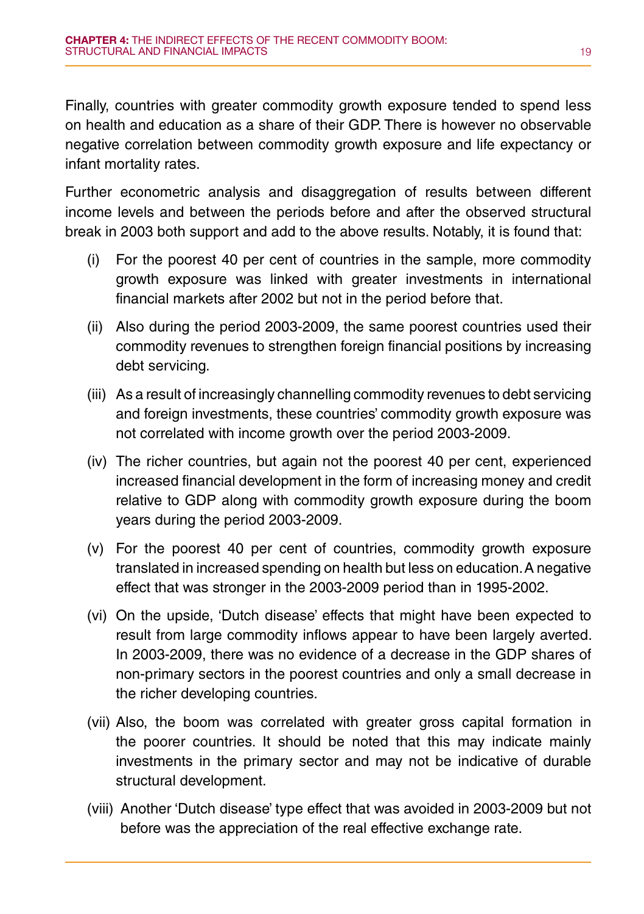Finally, countries with greater commodity growth exposure tended to spend less on health and education as a share of their GDP. There is however no observable negative correlation between commodity growth exposure and life expectancy or infant mortality rates.

Further econometric analysis and disaggregation of results between different income levels and between the periods before and after the observed structural break in 2003 both support and add to the above results. Notably, it is found that:

(i) For the poorest 40 per cent of countries in the sample, more commodity growth exposure was linked with greater investments in international financial markets after 2002 but not in the period before that.

(ii) Also during the period 2003-2009, the same poorest countries used their commodity revenues to strengthen foreign financial positions by increasing debt servicing.

(iii) As a result of increasingly channelling commodity revenues to debt servicing and foreign investments, these countries' commodity growth exposure was not correlated with income growth over the period 2003-2009.

(iv) The richer countries, but again not the poorest 40 per cent, experienced increased financial development in the form of increasing money and credit relative to GDP along with commodity growth exposure during the boom years during the period 2003-2009.

(v) For the poorest 40 per cent of countries, commodity growth exposure translated in increased spending on health but less on education. A negative effect that was stronger in the 2003-2009 period than in 1995-2002.

(vi) On the upside, 'Dutch disease' effects that might have been expected to result from large commodity inflows appear to have been largely averted. In 2003-2009, there was no evidence of a decrease in the GDP shares of non-primary sectors in the poorest countries and only a small decrease in the richer developing countries.

(vii) Also, the boom was correlated with greater gross capital formation in the poorer countries. It should be noted that this may indicate mainly investments in the primary sector and may not be indicative of durable structural development.

(viii) Another 'Dutch disease' type effect that was avoided in 2003-2009 but not before was the appreciation of the real effective exchange rate.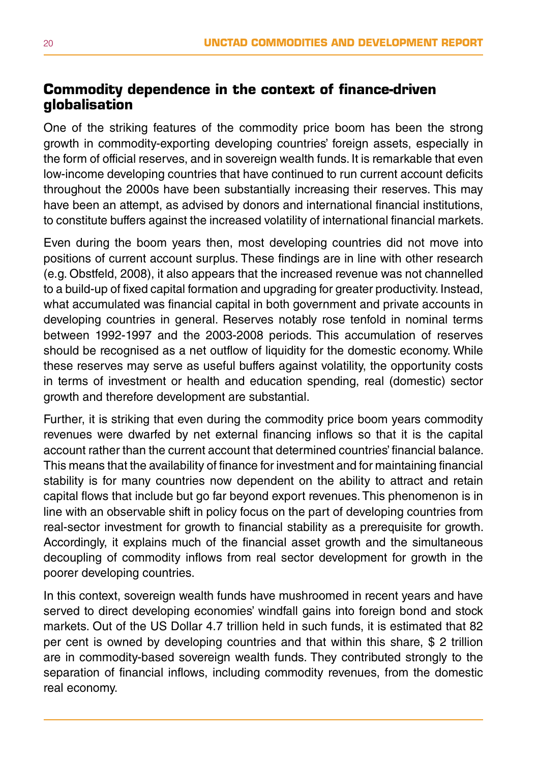## Commodity dependence in the context of finance-driven globalisation

One of the striking features of the commodity price boom has been the strong growth in commodity-exporting developing countries' foreign assets, especially in the form of official reserves, and in sovereign wealth funds. It is remarkable that even low-income developing countries that have continued to run current account deficits throughout the 2000s have been substantially increasing their reserves. This may have been an attempt, as advised by donors and international financial institutions, to constitute buffers against the increased volatility of international financial markets.

Even during the boom years then, most developing countries did not move into positions of current account surplus. These findings are in line with other research (e.g. Obstfeld, 2008), it also appears that the increased revenue was not channelled to a build-up of fixed capital formation and upgrading for greater productivity. Instead, what accumulated was financial capital in both government and private accounts in developing countries in general. Reserves notably rose tenfold in nominal terms between 1992-1997 and the 2003-2008 periods. This accumulation of reserves should be recognised as a net outflow of liquidity for the domestic economy. While these reserves may serve as useful buffers against volatility, the opportunity costs in terms of investment or health and education spending, real (domestic) sector growth and therefore development are substantial.

Further, it is striking that even during the commodity price boom years commodity revenues were dwarfed by net external financing inflows so that it is the capital account rather than the current account that determined countries' financial balance. This means that the availability of finance for investment and for maintaining financial stability is for many countries now dependent on the ability to attract and retain capital flows that include but go far beyond export revenues. This phenomenon is in line with an observable shift in policy focus on the part of developing countries from real-sector investment for growth to financial stability as a prerequisite for growth. Accordingly, it explains much of the financial asset growth and the simultaneous decoupling of commodity inflows from real sector development for growth in the poorer developing countries.

In this context, sovereign wealth funds have mushroomed in recent years and have served to direct developing economies' windfall gains into foreign bond and stock markets. Out of the US Dollar 4.7 trillion held in such funds, it is estimated that 82 per cent is owned by developing countries and that within this share, $ 2 trillion are in commodity-based sovereign wealth funds. They contributed strongly to the separation of financial inflows, including commodity revenues, from the domestic real economy.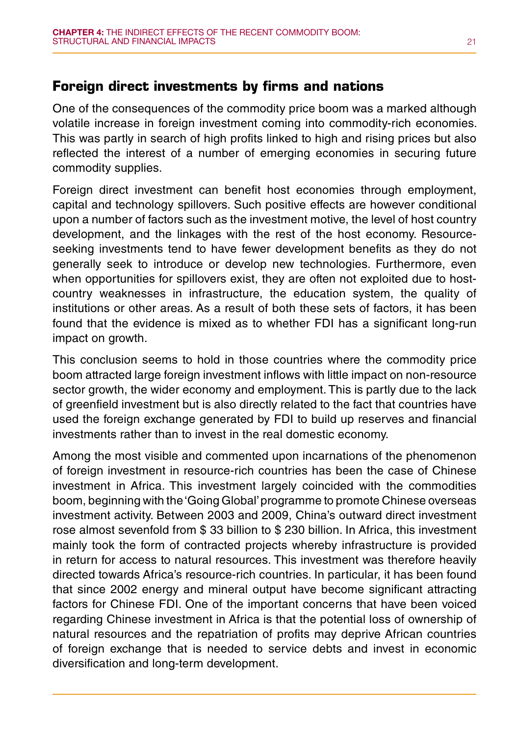## Foreign direct investments by firms and nations

One of the consequences of the commodity price boom was a marked although volatile increase in foreign investment coming into commodity-rich economies. This was partly in search of high profits linked to high and rising prices but also reflected the interest of a number of emerging economies in securing future commodity supplies.

Foreign direct investment can benefit host economies through employment, capital and technology spillovers. Such positive effects are however conditional upon a number of factors such as the investment motive, the level of host country development, and the linkages with the rest of the host economy. Resource-seeking investments tend to have fewer development benefits as they do not generally seek to introduce or develop new technologies. Furthermore, even when opportunities for spillovers exist, they are often not exploited due to host-country weaknesses in infrastructure, the education system, the quality of institutions or other areas. As a result of both these sets of factors, it has been found that the evidence is mixed as to whether FDI has a significant long-run impact on growth.

This conclusion seems to hold in those countries where the commodity price boom attracted large foreign investment inflows with little impact on non-resource sector growth, the wider economy and employment. This is partly due to the lack of greenfield investment but is also directly related to the fact that countries have used the foreign exchange generated by FDI to build up reserves and financial investments rather than to invest in the real domestic economy.

Among the most visible and commented upon incarnations of the phenomenon of foreign investment in resource-rich countries has been the case of Chinese investment in Africa. This investment largely coincided with the commodities boom, beginning with the 'Going Global' programme to promote Chinese overseas investment activity. Between 2003 and 2009, China's outward direct investment rose almost sevenfold from $ 33 billion to $ 230 billion. In Africa, this investment mainly took the form of contracted projects whereby infrastructure is provided in return for access to natural resources. This investment was therefore heavily directed towards Africa's resource-rich countries. In particular, it has been found that since 2002 energy and mineral output have become significant attracting factors for Chinese FDI. One of the important concerns that have been voiced regarding Chinese investment in Africa is that the potential loss of ownership of natural resources and the repatriation of profits may deprive African countries of foreign exchange that is needed to service debts and invest in economic diversification and long-term development.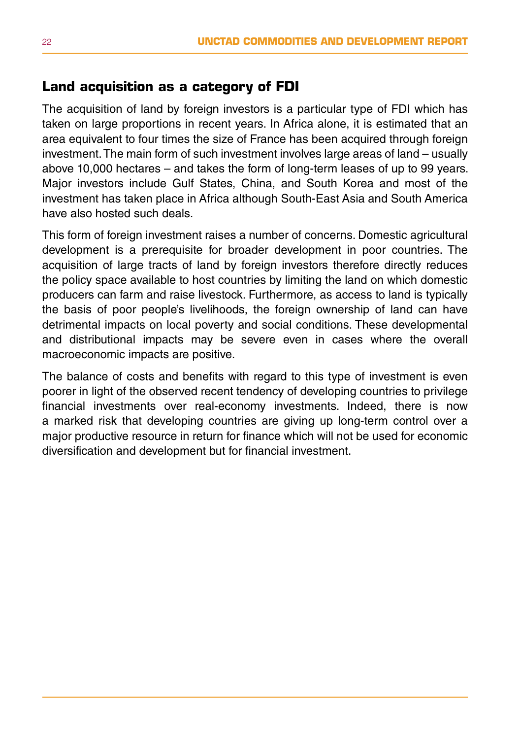## Land acquisition as a category of FDI

The acquisition of land by foreign investors is a particular type of FDI which has taken on large proportions in recent years. In Africa alone, it is estimated that an area equivalent to four times the size of France has been acquired through foreign investment. The main form of such investment involves large areas of land – usually above 10,000 hectares – and takes the form of long-term leases of up to 99 years. Major investors include Gulf States, China, and South Korea and most of the investment has taken place in Africa although South-East Asia and South America have also hosted such deals.

This form of foreign investment raises a number of concerns. Domestic agricultural development is a prerequisite for broader development in poor countries. The acquisition of large tracts of land by foreign investors therefore directly reduces the policy space available to host countries by limiting the land on which domestic producers can farm and raise livestock. Furthermore, as access to land is typically the basis of poor people's livelihoods, the foreign ownership of land can have detrimental impacts on local poverty and social conditions. These developmental and distributional impacts may be severe even in cases where the overall macroeconomic impacts are positive.

The balance of costs and benefits with regard to this type of investment is even poorer in light of the observed recent tendency of developing countries to privilege financial investments over real-economy investments. Indeed, there is now a marked risk that developing countries are giving up long-term control over a major productive resource in return for finance which will not be used for economic diversification and development but for financial investment.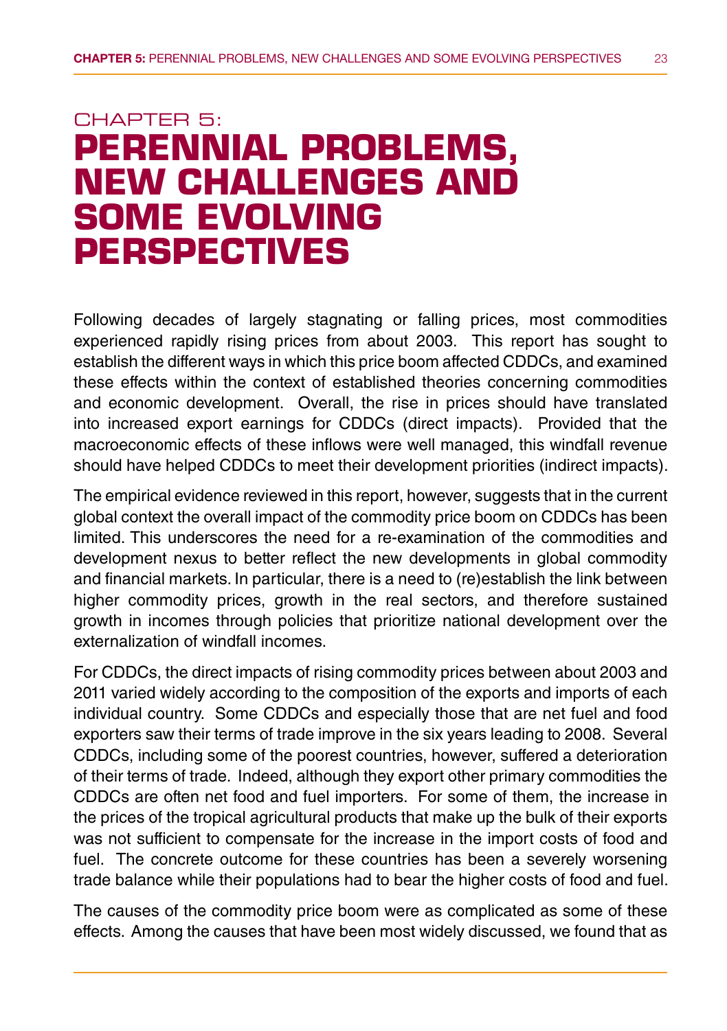# CHAPTER 5:
# PERENNIAL PROBLEMS, NEW CHALLENGES AND SOME EVOLVING PERSPECTIVES

Following decades of largely stagnating or falling prices, most commodities experienced rapidly rising prices from about 2003. This report has sought to establish the different ways in which this price boom affected CDDCs, and examined these effects within the context of established theories concerning commodities and economic development. Overall, the rise in prices should have translated into increased export earnings for CDDCs (direct impacts). Provided that the macroeconomic effects of these inflows were well managed, this windfall revenue should have helped CDDCs to meet their development priorities (indirect impacts).

The empirical evidence reviewed in this report, however, suggests that in the current global context the overall impact of the commodity price boom on CDDCs has been limited. This underscores the need for a re-examination of the commodities and development nexus to better reflect the new developments in global commodity and financial markets. In particular, there is a need to (re)establish the link between higher commodity prices, growth in the real sectors, and therefore sustained growth in incomes through policies that prioritize national development over the externalization of windfall incomes.

For CDDCs, the direct impacts of rising commodity prices between about 2003 and 2011 varied widely according to the composition of the exports and imports of each individual country. Some CDDCs and especially those that are net fuel and food exporters saw their terms of trade improve in the six years leading to 2008. Several CDDCs, including some of the poorest countries, however, suffered a deterioration of their terms of trade. Indeed, although they export other primary commodities the CDDCs are often net food and fuel importers. For some of them, the increase in the prices of the tropical agricultural products that make up the bulk of their exports was not sufficient to compensate for the increase in the import costs of food and fuel. The concrete outcome for these countries has been a severely worsening trade balance while their populations had to bear the higher costs of food and fuel.

The causes of the commodity price boom were as complicated as some of these effects. Among the causes that have been most widely discussed, we found that as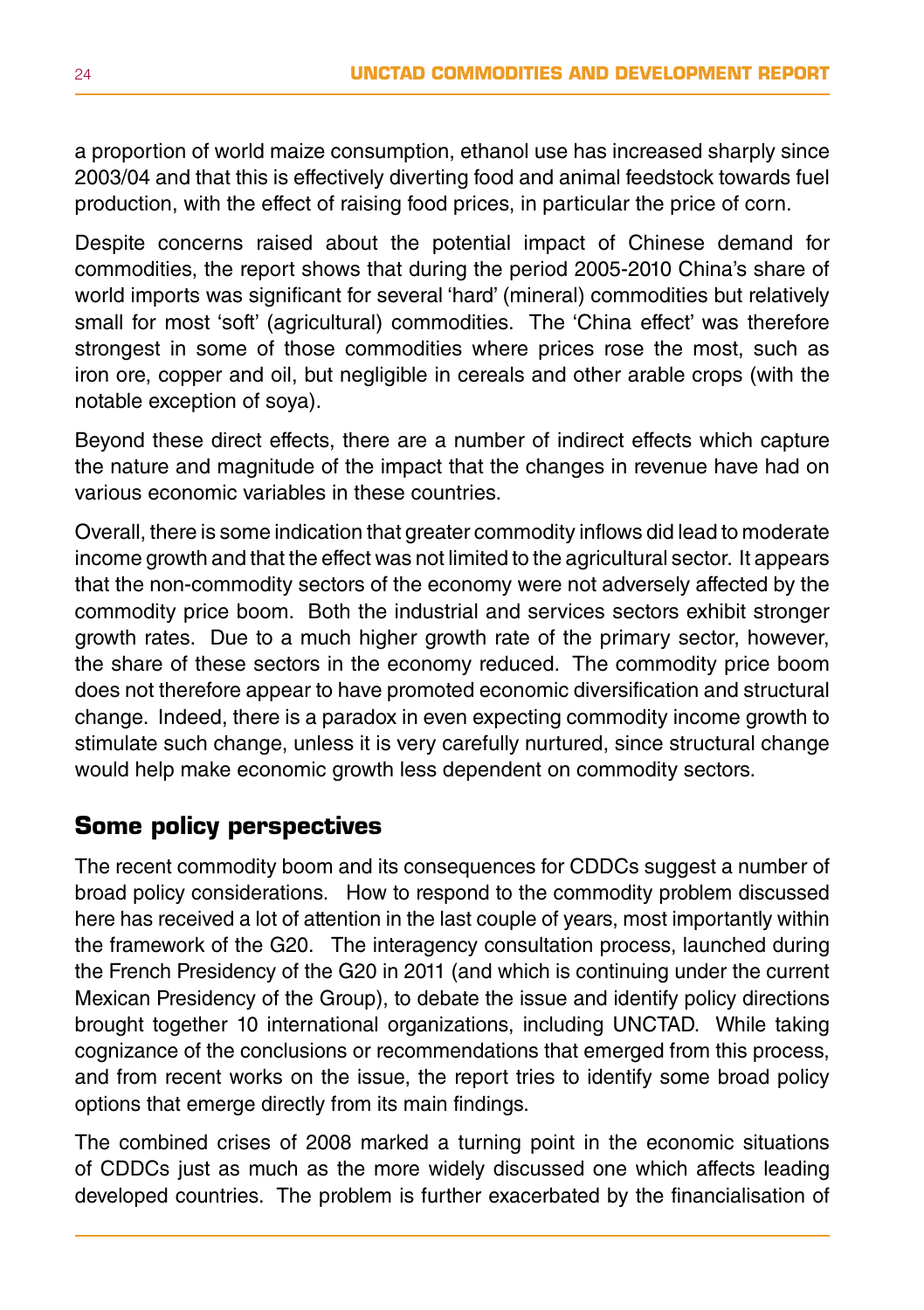a proportion of world maize consumption, ethanol use has increased sharply since 2003/04 and that this is effectively diverting food and animal feedstock towards fuel production, with the effect of raising food prices, in particular the price of corn.

Despite concerns raised about the potential impact of Chinese demand for commodities, the report shows that during the period 2005-2010 China's share of world imports was significant for several 'hard' (mineral) commodities but relatively small for most 'soft' (agricultural) commodities. The 'China effect' was therefore strongest in some of those commodities where prices rose the most, such as iron ore, copper and oil, but negligible in cereals and other arable crops (with the notable exception of soya).

Beyond these direct effects, there are a number of indirect effects which capture the nature and magnitude of the impact that the changes in revenue have had on various economic variables in these countries.

Overall, there is some indication that greater commodity inflows did lead to moderate income growth and that the effect was not limited to the agricultural sector. It appears that the non-commodity sectors of the economy were not adversely affected by the commodity price boom. Both the industrial and services sectors exhibit stronger growth rates. Due to a much higher growth rate of the primary sector, however, the share of these sectors in the economy reduced. The commodity price boom does not therefore appear to have promoted economic diversification and structural change. Indeed, there is a paradox in even expecting commodity income growth to stimulate such change, unless it is very carefully nurtured, since structural change would help make economic growth less dependent on commodity sectors.

## Some policy perspectives

The recent commodity boom and its consequences for CDDCs suggest a number of broad policy considerations. How to respond to the commodity problem discussed here has received a lot of attention in the last couple of years, most importantly within the framework of the G20. The interagency consultation process, launched during the French Presidency of the G20 in 2011 (and which is continuing under the current Mexican Presidency of the Group), to debate the issue and identify policy directions brought together 10 international organizations, including UNCTAD. While taking cognizance of the conclusions or recommendations that emerged from this process, and from recent works on the issue, the report tries to identify some broad policy options that emerge directly from its main findings.

The combined crises of 2008 marked a turning point in the economic situations of CDDCs just as much as the more widely discussed one which affects leading developed countries. The problem is further exacerbated by the financialisation of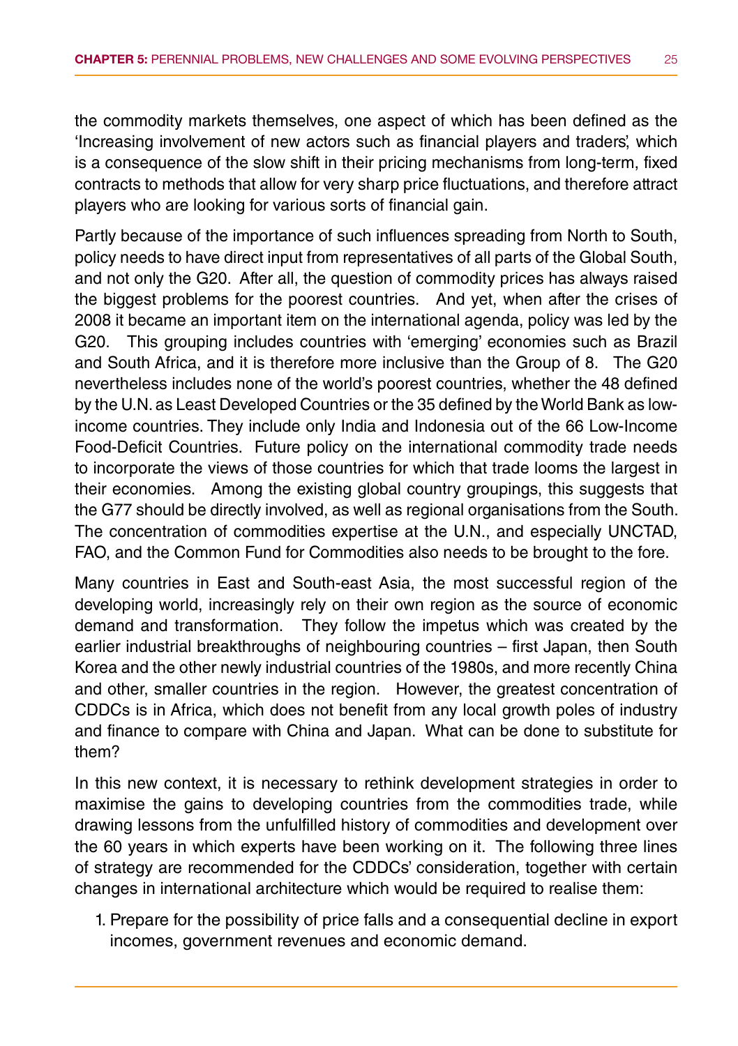the commodity markets themselves, one aspect of which has been defined as the 'Increasing involvement of new actors such as financial players and traders', which is a consequence of the slow shift in their pricing mechanisms from long-term, fixed contracts to methods that allow for very sharp price fluctuations, and therefore attract players who are looking for various sorts of financial gain.

Partly because of the importance of such influences spreading from North to South, policy needs to have direct input from representatives of all parts of the Global South, and not only the G20. After all, the question of commodity prices has always raised the biggest problems for the poorest countries. And yet, when after the crises of 2008 it became an important item on the international agenda, policy was led by the G20. This grouping includes countries with 'emerging' economies such as Brazil and South Africa, and it is therefore more inclusive than the Group of 8. The G20 nevertheless includes none of the world's poorest countries, whether the 48 defined by the U.N. as Least Developed Countries or the 35 defined by the World Bank as low-income countries. They include only India and Indonesia out of the 66 Low-Income Food-Deficit Countries. Future policy on the international commodity trade needs to incorporate the views of those countries for which that trade looms the largest in their economies. Among the existing global country groupings, this suggests that the G77 should be directly involved, as well as regional organisations from the South. The concentration of commodities expertise at the U.N., and especially UNCTAD, FAO, and the Common Fund for Commodities also needs to be brought to the fore.

Many countries in East and South-east Asia, the most successful region of the developing world, increasingly rely on their own region as the source of economic demand and transformation. They follow the impetus which was created by the earlier industrial breakthroughs of neighbouring countries – first Japan, then South Korea and the other newly industrial countries of the 1980s, and more recently China and other, smaller countries in the region. However, the greatest concentration of CDDCs is in Africa, which does not benefit from any local growth poles of industry and finance to compare with China and Japan. What can be done to substitute for them?

In this new context, it is necessary to rethink development strategies in order to maximise the gains to developing countries from the commodities trade, while drawing lessons from the unfulfilled history of commodities and development over the 60 years in which experts have been working on it. The following three lines of strategy are recommended for the CDDCs' consideration, together with certain changes in international architecture which would be required to realise them:

1. Prepare for the possibility of price falls and a consequential decline in export incomes, government revenues and economic demand.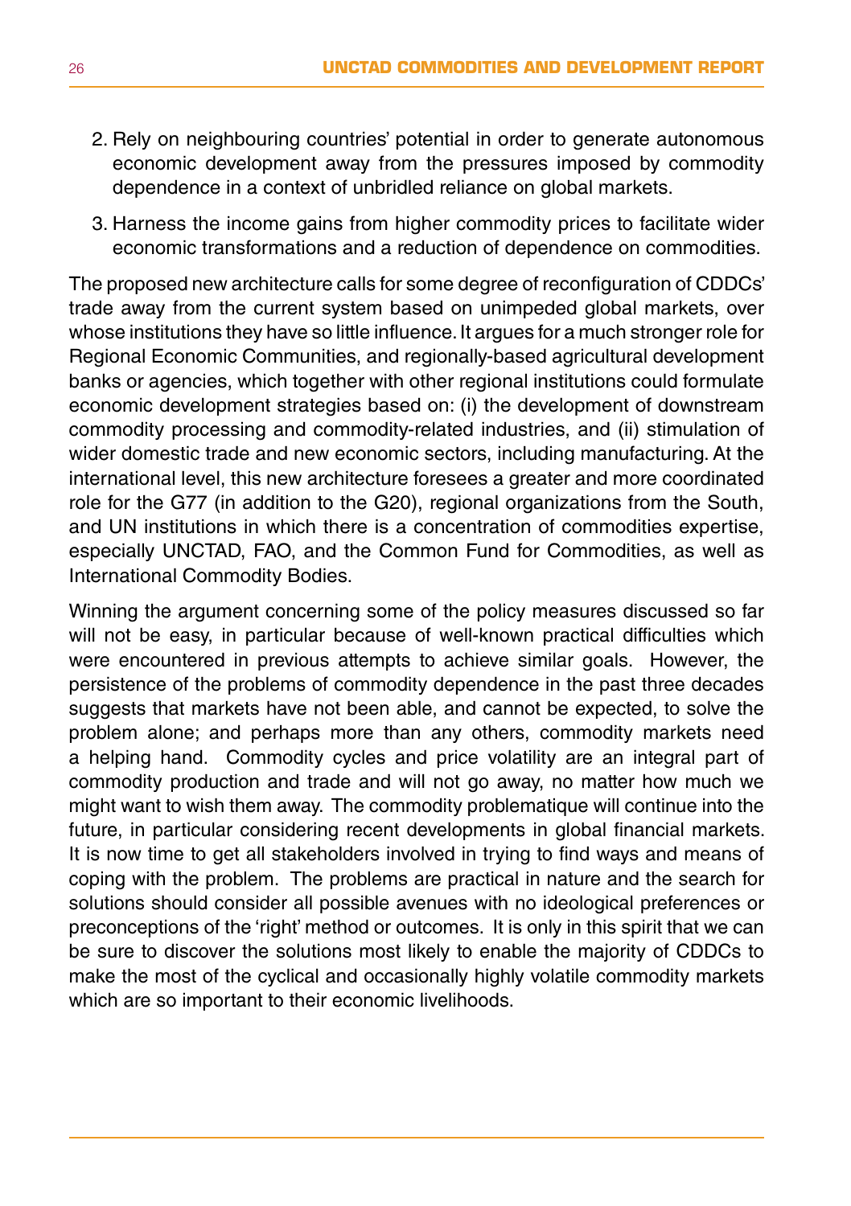2. Rely on neighbouring countries' potential in order to generate autonomous economic development away from the pressures imposed by commodity dependence in a context of unbridled reliance on global markets.

3. Harness the income gains from higher commodity prices to facilitate wider economic transformations and a reduction of dependence on commodities.

The proposed new architecture calls for some degree of reconfiguration of CDDCs' trade away from the current system based on unimpeded global markets, over whose institutions they have so little influence. It argues for a much stronger role for Regional Economic Communities, and regionally-based agricultural development banks or agencies, which together with other regional institutions could formulate economic development strategies based on: (i) the development of downstream commodity processing and commodity-related industries, and (ii) stimulation of wider domestic trade and new economic sectors, including manufacturing. At the international level, this new architecture foresees a greater and more coordinated role for the G77 (in addition to the G20), regional organizations from the South, and UN institutions in which there is a concentration of commodities expertise, especially UNCTAD, FAO, and the Common Fund for Commodities, as well as International Commodity Bodies.

Winning the argument concerning some of the policy measures discussed so far will not be easy, in particular because of well-known practical difficulties which were encountered in previous attempts to achieve similar goals. However, the persistence of the problems of commodity dependence in the past three decades suggests that markets have not been able, and cannot be expected, to solve the problem alone; and perhaps more than any others, commodity markets need a helping hand. Commodity cycles and price volatility are an integral part of commodity production and trade and will not go away, no matter how much we might want to wish them away. The commodity problematique will continue into the future, in particular considering recent developments in global financial markets. It is now time to get all stakeholders involved in trying to find ways and means of coping with the problem. The problems are practical in nature and the search for solutions should consider all possible avenues with no ideological preferences or preconceptions of the 'right' method or outcomes. It is only in this spirit that we can be sure to discover the solutions most likely to enable the majority of CDDCs to make the most of the cyclical and occasionally highly volatile commodity markets which are so important to their economic livelihoods.